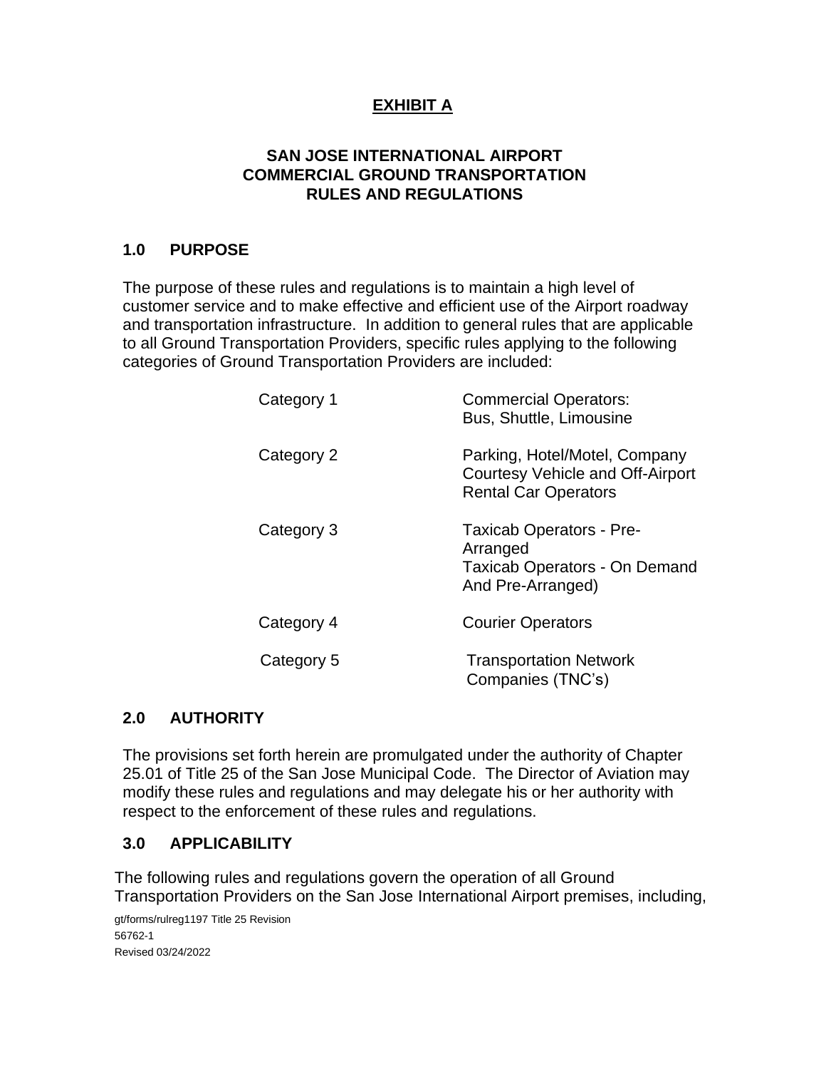# EXHIBIT A

## SAN JOSE INTERNATIONAL AIRPORT
## COMMERCIAL GROUND TRANSPORTATION
## RULES AND REGULATIONS

### 1.0 PURPOSE

The purpose of these rules and regulations is to maintain a high level of customer service and to make effective and efficient use of the Airport roadway and transportation infrastructure. In addition to general rules that are applicable to all Ground Transportation Providers, specific rules applying to the following categories of Ground Transportation Providers are included:

| | |
|---|---|
| Category 1 | Commercial Operators: Bus, Shuttle, Limousine |
| Category 2 | Parking, Hotel/Motel, Company Courtesy Vehicle and Off-Airport Rental Car Operators |
| Category 3 | Taxicab Operators - Pre-Arranged<br>Taxicab Operators - On Demand And Pre-Arranged) |
| Category 4 | Courier Operators |
| Category 5 | Transportation Network Companies (TNC's) |

### 2.0 AUTHORITY

The provisions set forth herein are promulgated under the authority of Chapter 25.01 of Title 25 of the San Jose Municipal Code. The Director of Aviation may modify these rules and regulations and may delegate his or her authority with respect to the enforcement of these rules and regulations.

### 3.0 APPLICABILITY

The following rules and regulations govern the operation of all Ground Transportation Providers on the San Jose International Airport premises, including,

gt/forms/rulreg1197 Title 25 Revision
56762-1
Revised 03/24/2022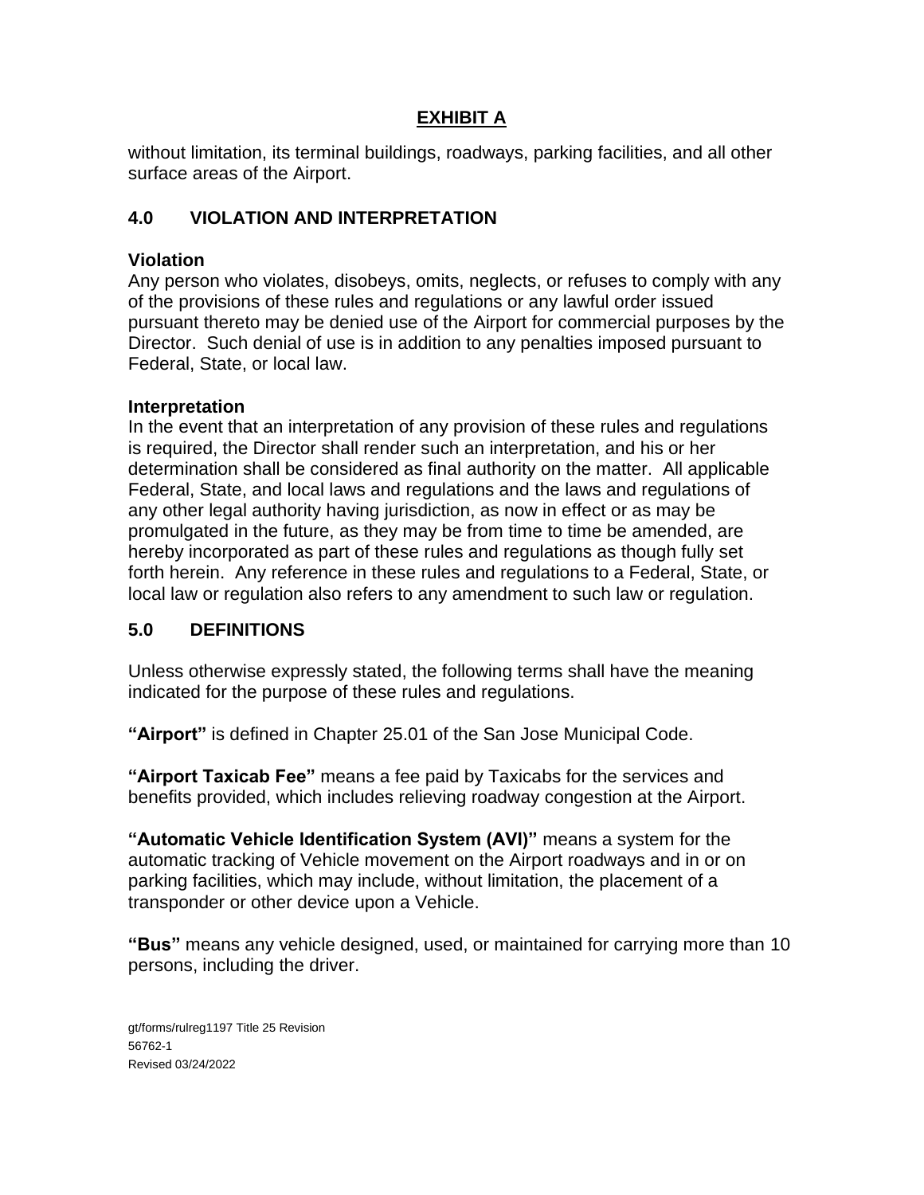**EXHIBIT A**

without limitation, its terminal buildings, roadways, parking facilities, and all other surface areas of the Airport.

## 4.0 VIOLATION AND INTERPRETATION

**Violation**
Any person who violates, disobeys, omits, neglects, or refuses to comply with any of the provisions of these rules and regulations or any lawful order issued pursuant thereto may be denied use of the Airport for commercial purposes by the Director. Such denial of use is in addition to any penalties imposed pursuant to Federal, State, or local law.

**Interpretation**
In the event that an interpretation of any provision of these rules and regulations is required, the Director shall render such an interpretation, and his or her determination shall be considered as final authority on the matter. All applicable Federal, State, and local laws and regulations and the laws and regulations of any other legal authority having jurisdiction, as now in effect or as may be promulgated in the future, as they may be from time to time be amended, are hereby incorporated as part of these rules and regulations as though fully set forth herein. Any reference in these rules and regulations to a Federal, State, or local law or regulation also refers to any amendment to such law or regulation.

## 5.0 DEFINITIONS

Unless otherwise expressly stated, the following terms shall have the meaning indicated for the purpose of these rules and regulations.

**"Airport"** is defined in Chapter 25.01 of the San Jose Municipal Code.

**"Airport Taxicab Fee"** means a fee paid by Taxicabs for the services and benefits provided, which includes relieving roadway congestion at the Airport.

**"Automatic Vehicle Identification System (AVI)"** means a system for the automatic tracking of Vehicle movement on the Airport roadways and in or on parking facilities, which may include, without limitation, the placement of a transponder or other device upon a Vehicle.

**"Bus"** means any vehicle designed, used, or maintained for carrying more than 10 persons, including the driver.

gt/forms/rulreg1197 Title 25 Revision
56762-1
Revised 03/24/2022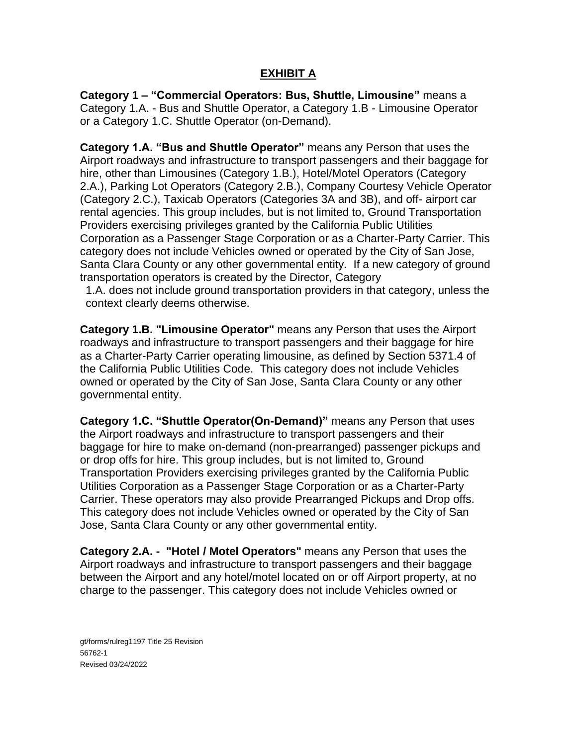## EXHIBIT A

**Category 1 – "Commercial Operators: Bus, Shuttle, Limousine"** means a Category 1.A. - Bus and Shuttle Operator, a Category 1.B - Limousine Operator or a Category 1.C. Shuttle Operator (on-Demand).

**Category 1.A. "Bus and Shuttle Operator"** means any Person that uses the Airport roadways and infrastructure to transport passengers and their baggage for hire, other than Limousines (Category 1.B.), Hotel/Motel Operators (Category 2.A.), Parking Lot Operators (Category 2.B.), Company Courtesy Vehicle Operator (Category 2.C.), Taxicab Operators (Categories 3A and 3B), and off- airport car rental agencies. This group includes, but is not limited to, Ground Transportation Providers exercising privileges granted by the California Public Utilities Corporation as a Passenger Stage Corporation or as a Charter-Party Carrier. This category does not include Vehicles owned or operated by the City of San Jose, Santa Clara County or any other governmental entity. If a new category of ground transportation operators is created by the Director, Category 1.A. does not include ground transportation providers in that category, unless the context clearly deems otherwise.

**Category 1.B. "Limousine Operator"** means any Person that uses the Airport roadways and infrastructure to transport passengers and their baggage for hire as a Charter-Party Carrier operating limousine, as defined by Section 5371.4 of the California Public Utilities Code. This category does not include Vehicles owned or operated by the City of San Jose, Santa Clara County or any other governmental entity.

**Category 1.C. "Shuttle Operator(On-Demand)"** means any Person that uses the Airport roadways and infrastructure to transport passengers and their baggage for hire to make on-demand (non-prearranged) passenger pickups and or drop offs for hire. This group includes, but is not limited to, Ground Transportation Providers exercising privileges granted by the California Public Utilities Corporation as a Passenger Stage Corporation or as a Charter-Party Carrier. These operators may also provide Prearranged Pickups and Drop offs. This category does not include Vehicles owned or operated by the City of San Jose, Santa Clara County or any other governmental entity.

**Category 2.A. - "Hotel / Motel Operators"** means any Person that uses the Airport roadways and infrastructure to transport passengers and their baggage between the Airport and any hotel/motel located on or off Airport property, at no charge to the passenger. This category does not include Vehicles owned or

gt/forms/rulreg1197 Title 25 Revision
56762-1
Revised 03/24/2022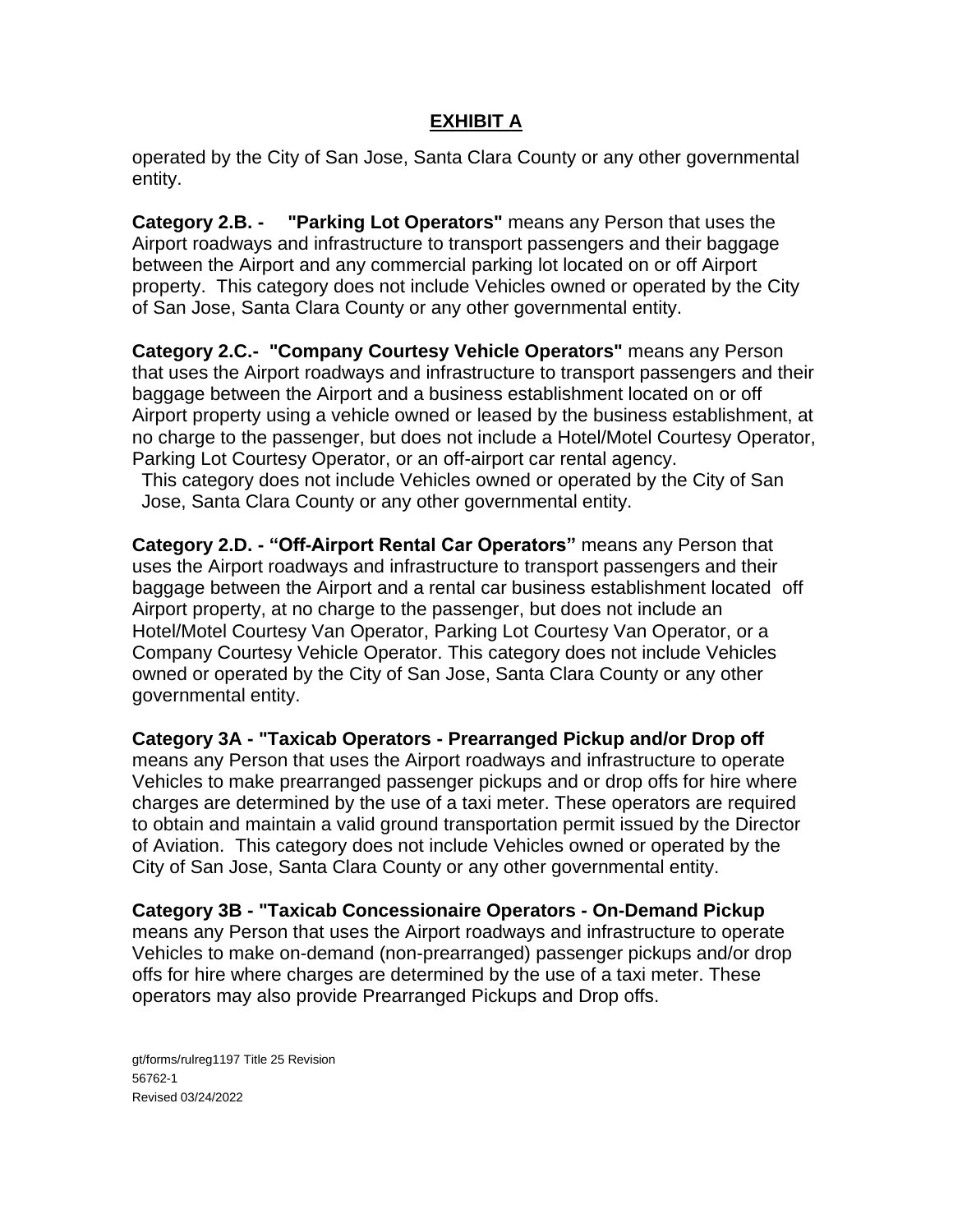## EXHIBIT A

operated by the City of San Jose, Santa Clara County or any other governmental entity.

**Category 2.B. - "Parking Lot Operators"** means any Person that uses the Airport roadways and infrastructure to transport passengers and their baggage between the Airport and any commercial parking lot located on or off Airport property. This category does not include Vehicles owned or operated by the City of San Jose, Santa Clara County or any other governmental entity.

**Category 2.C.- "Company Courtesy Vehicle Operators"** means any Person that uses the Airport roadways and infrastructure to transport passengers and their baggage between the Airport and a business establishment located on or off Airport property using a vehicle owned or leased by the business establishment, at no charge to the passenger, but does not include a Hotel/Motel Courtesy Operator, Parking Lot Courtesy Operator, or an off-airport car rental agency. This category does not include Vehicles owned or operated by the City of San Jose, Santa Clara County or any other governmental entity.

**Category 2.D. - "Off-Airport Rental Car Operators"** means any Person that uses the Airport roadways and infrastructure to transport passengers and their baggage between the Airport and a rental car business establishment located off Airport property, at no charge to the passenger, but does not include an Hotel/Motel Courtesy Van Operator, Parking Lot Courtesy Van Operator, or a Company Courtesy Vehicle Operator. This category does not include Vehicles owned or operated by the City of San Jose, Santa Clara County or any other governmental entity.

**Category 3A - "Taxicab Operators - Prearranged Pickup and/or Drop off** means any Person that uses the Airport roadways and infrastructure to operate Vehicles to make prearranged passenger pickups and or drop offs for hire where charges are determined by the use of a taxi meter. These operators are required to obtain and maintain a valid ground transportation permit issued by the Director of Aviation. This category does not include Vehicles owned or operated by the City of San Jose, Santa Clara County or any other governmental entity.

**Category 3B - "Taxicab Concessionaire Operators - On-Demand Pickup** means any Person that uses the Airport roadways and infrastructure to operate Vehicles to make on-demand (non-prearranged) passenger pickups and/or drop offs for hire where charges are determined by the use of a taxi meter. These operators may also provide Prearranged Pickups and Drop offs.

gt/forms/rulreg1197 Title 25 Revision
56762-1
Revised 03/24/2022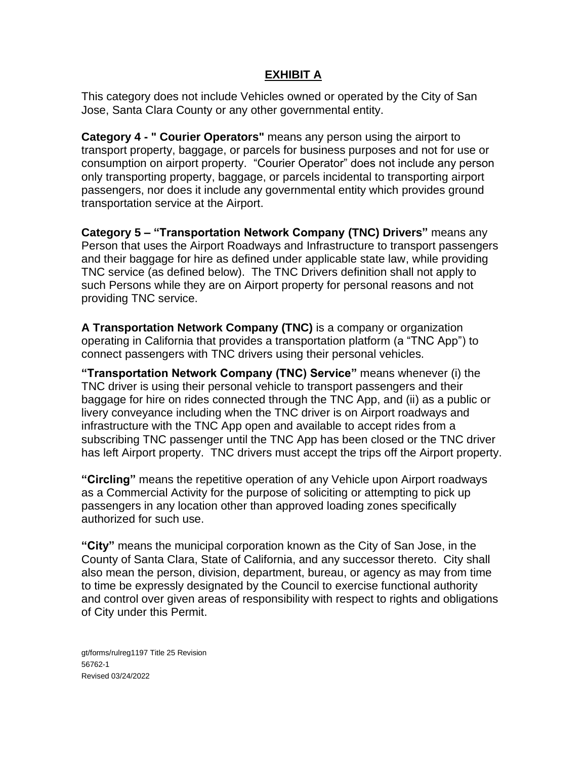## EXHIBIT A

This category does not include Vehicles owned or operated by the City of San Jose, Santa Clara County or any other governmental entity.

**Category 4 - " Courier Operators"** means any person using the airport to transport property, baggage, or parcels for business purposes and not for use or consumption on airport property. "Courier Operator" does not include any person only transporting property, baggage, or parcels incidental to transporting airport passengers, nor does it include any governmental entity which provides ground transportation service at the Airport.

**Category 5 – "Transportation Network Company (TNC) Drivers"** means any Person that uses the Airport Roadways and Infrastructure to transport passengers and their baggage for hire as defined under applicable state law, while providing TNC service (as defined below). The TNC Drivers definition shall not apply to such Persons while they are on Airport property for personal reasons and not providing TNC service.

**A Transportation Network Company (TNC)** is a company or organization operating in California that provides a transportation platform (a "TNC App") to connect passengers with TNC drivers using their personal vehicles.

**"Transportation Network Company (TNC) Service"** means whenever (i) the TNC driver is using their personal vehicle to transport passengers and their baggage for hire on rides connected through the TNC App, and (ii) as a public or livery conveyance including when the TNC driver is on Airport roadways and infrastructure with the TNC App open and available to accept rides from a subscribing TNC passenger until the TNC App has been closed or the TNC driver has left Airport property. TNC drivers must accept the trips off the Airport property.

**"Circling"** means the repetitive operation of any Vehicle upon Airport roadways as a Commercial Activity for the purpose of soliciting or attempting to pick up passengers in any location other than approved loading zones specifically authorized for such use.

**"City"** means the municipal corporation known as the City of San Jose, in the County of Santa Clara, State of California, and any successor thereto. City shall also mean the person, division, department, bureau, or agency as may from time to time be expressly designated by the Council to exercise functional authority and control over given areas of responsibility with respect to rights and obligations of City under this Permit.

gt/forms/rulreg1197 Title 25 Revision
56762-1
Revised 03/24/2022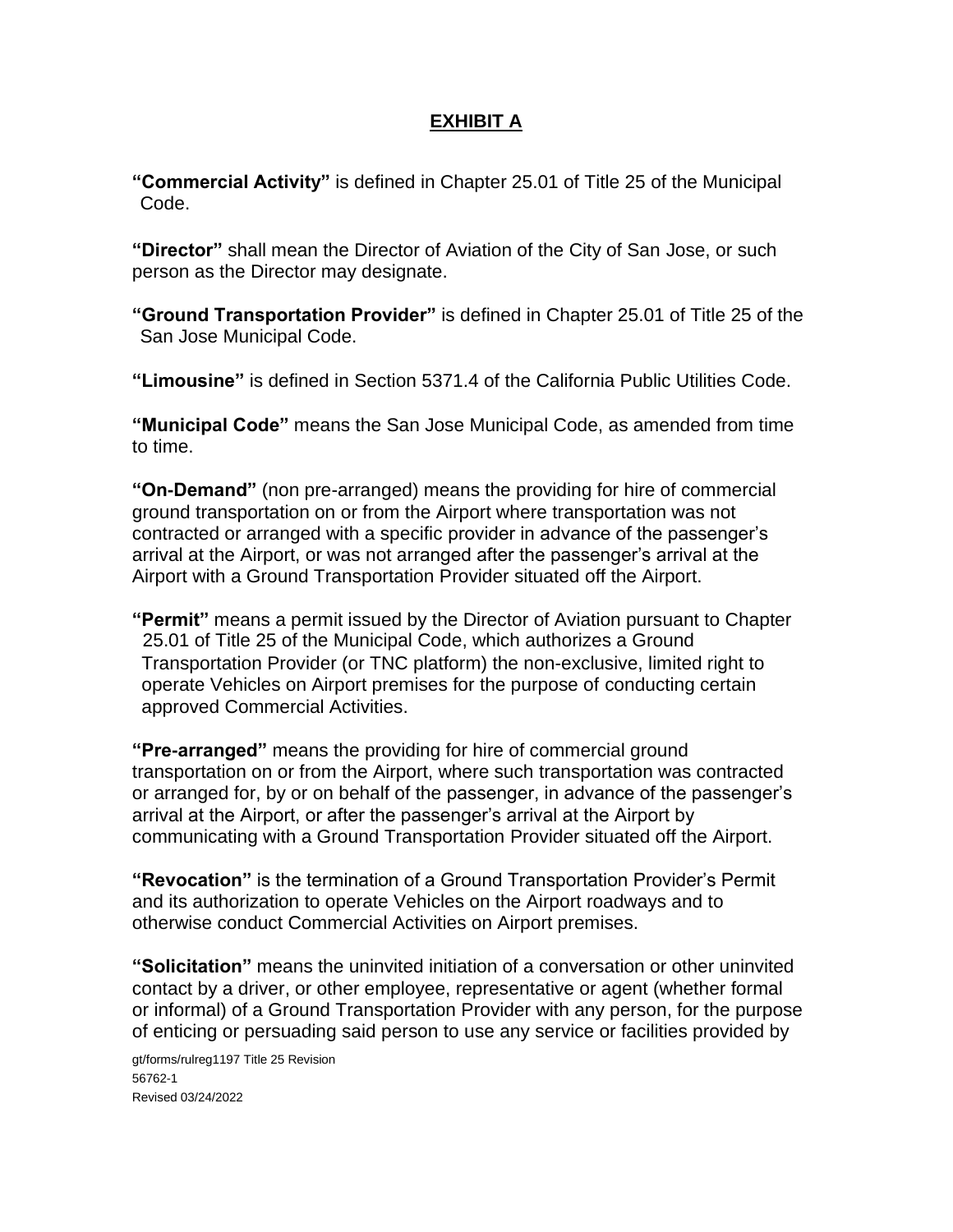## EXHIBIT A

**"Commercial Activity"** is defined in Chapter 25.01 of Title 25 of the Municipal Code.

**"Director"** shall mean the Director of Aviation of the City of San Jose, or such person as the Director may designate.

**"Ground Transportation Provider"** is defined in Chapter 25.01 of Title 25 of the San Jose Municipal Code.

**"Limousine"** is defined in Section 5371.4 of the California Public Utilities Code.

**"Municipal Code"** means the San Jose Municipal Code, as amended from time to time.

**"On-Demand"** (non pre-arranged) means the providing for hire of commercial ground transportation on or from the Airport where transportation was not contracted or arranged with a specific provider in advance of the passenger's arrival at the Airport, or was not arranged after the passenger's arrival at the Airport with a Ground Transportation Provider situated off the Airport.

**"Permit"** means a permit issued by the Director of Aviation pursuant to Chapter 25.01 of Title 25 of the Municipal Code, which authorizes a Ground Transportation Provider (or TNC platform) the non-exclusive, limited right to operate Vehicles on Airport premises for the purpose of conducting certain approved Commercial Activities.

**"Pre-arranged"** means the providing for hire of commercial ground transportation on or from the Airport, where such transportation was contracted or arranged for, by or on behalf of the passenger, in advance of the passenger's arrival at the Airport, or after the passenger's arrival at the Airport by communicating with a Ground Transportation Provider situated off the Airport.

**"Revocation"** is the termination of a Ground Transportation Provider's Permit and its authorization to operate Vehicles on the Airport roadways and to otherwise conduct Commercial Activities on Airport premises.

**"Solicitation"** means the uninvited initiation of a conversation or other uninvited contact by a driver, or other employee, representative or agent (whether formal or informal) of a Ground Transportation Provider with any person, for the purpose of enticing or persuading said person to use any service or facilities provided by

gt/forms/rulreg1197 Title 25 Revision
56762-1
Revised 03/24/2022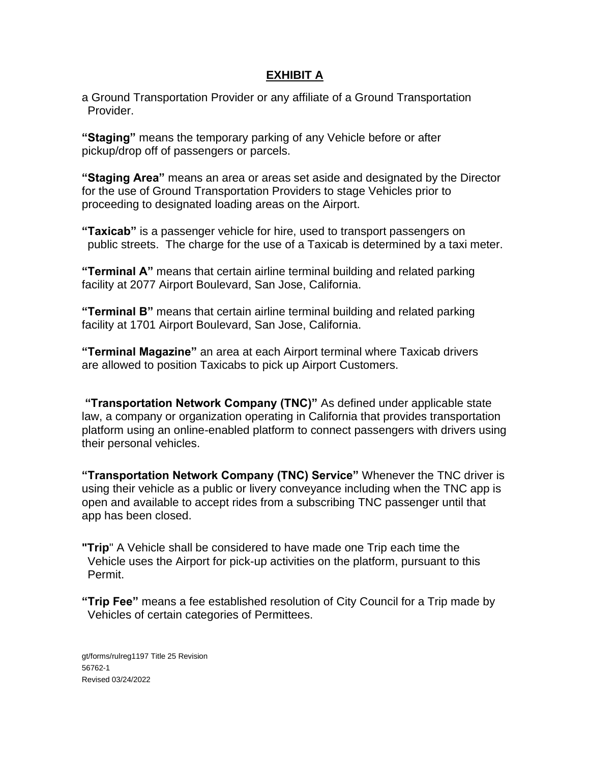## EXHIBIT A

a Ground Transportation Provider or any affiliate of a Ground Transportation Provider.

**"Staging"** means the temporary parking of any Vehicle before or after pickup/drop off of passengers or parcels.

**"Staging Area"** means an area or areas set aside and designated by the Director for the use of Ground Transportation Providers to stage Vehicles prior to proceeding to designated loading areas on the Airport.

**"Taxicab"** is a passenger vehicle for hire, used to transport passengers on public streets. The charge for the use of a Taxicab is determined by a taxi meter.

**"Terminal A"** means that certain airline terminal building and related parking facility at 2077 Airport Boulevard, San Jose, California.

**"Terminal B"** means that certain airline terminal building and related parking facility at 1701 Airport Boulevard, San Jose, California.

**"Terminal Magazine"** an area at each Airport terminal where Taxicab drivers are allowed to position Taxicabs to pick up Airport Customers.

**"Transportation Network Company (TNC)"** As defined under applicable state law, a company or organization operating in California that provides transportation platform using an online-enabled platform to connect passengers with drivers using their personal vehicles.

**"Transportation Network Company (TNC) Service"** Whenever the TNC driver is using their vehicle as a public or livery conveyance including when the TNC app is open and available to accept rides from a subscribing TNC passenger until that app has been closed.

**"Trip"** A Vehicle shall be considered to have made one Trip each time the Vehicle uses the Airport for pick-up activities on the platform, pursuant to this Permit.

**"Trip Fee"** means a fee established resolution of City Council for a Trip made by Vehicles of certain categories of Permittees.

gt/forms/rulreg1197 Title 25 Revision
56762-1
Revised 03/24/2022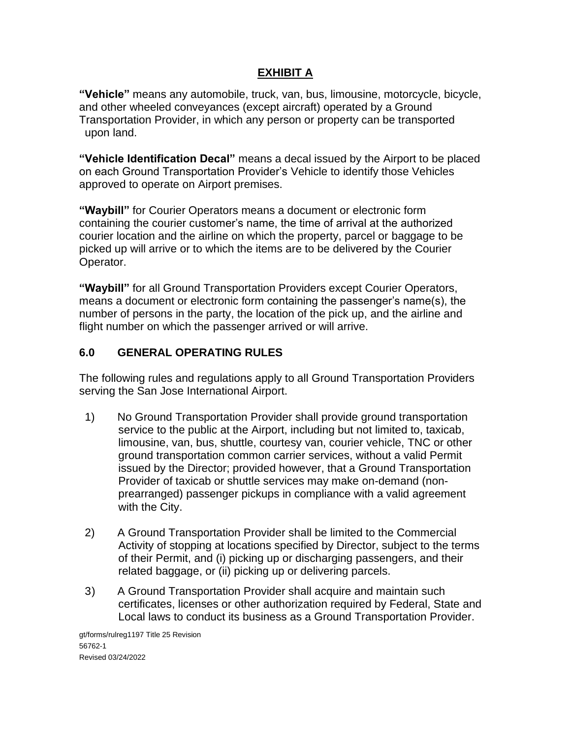## EXHIBIT A

**"Vehicle"** means any automobile, truck, van, bus, limousine, motorcycle, bicycle, and other wheeled conveyances (except aircraft) operated by a Ground Transportation Provider, in which any person or property can be transported upon land.

**"Vehicle Identification Decal"** means a decal issued by the Airport to be placed on each Ground Transportation Provider's Vehicle to identify those Vehicles approved to operate on Airport premises.

**"Waybill"** for Courier Operators means a document or electronic form containing the courier customer's name, the time of arrival at the authorized courier location and the airline on which the property, parcel or baggage to be picked up will arrive or to which the items are to be delivered by the Courier Operator.

**"Waybill"** for all Ground Transportation Providers except Courier Operators, means a document or electronic form containing the passenger's name(s), the number of persons in the party, the location of the pick up, and the airline and flight number on which the passenger arrived or will arrive.

## 6.0 GENERAL OPERATING RULES

The following rules and regulations apply to all Ground Transportation Providers serving the San Jose International Airport.

1) No Ground Transportation Provider shall provide ground transportation service to the public at the Airport, including but not limited to, taxicab, limousine, van, bus, shuttle, courtesy van, courier vehicle, TNC or other ground transportation common carrier services, without a valid Permit issued by the Director; provided however, that a Ground Transportation Provider of taxicab or shuttle services may make on-demand (non-prearranged) passenger pickups in compliance with a valid agreement with the City.

2) A Ground Transportation Provider shall be limited to the Commercial Activity of stopping at locations specified by Director, subject to the terms of their Permit, and (i) picking up or discharging passengers, and their related baggage, or (ii) picking up or delivering parcels.

3) A Ground Transportation Provider shall acquire and maintain such certificates, licenses or other authorization required by Federal, State and Local laws to conduct its business as a Ground Transportation Provider.

gt/forms/rulreg1197 Title 25 Revision
56762-1
Revised 03/24/2022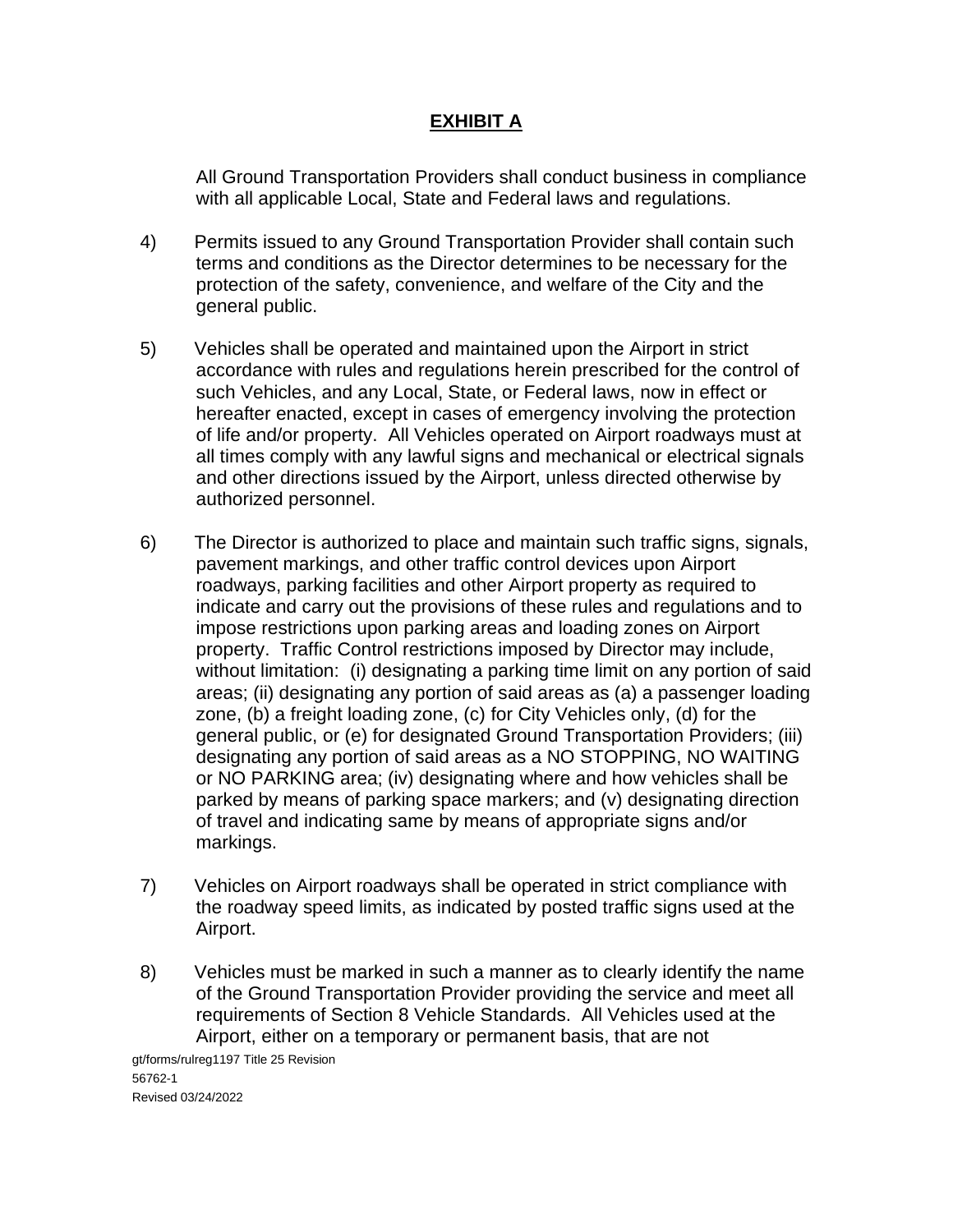## EXHIBIT A

All Ground Transportation Providers shall conduct business in compliance with all applicable Local, State and Federal laws and regulations.

4) Permits issued to any Ground Transportation Provider shall contain such terms and conditions as the Director determines to be necessary for the protection of the safety, convenience, and welfare of the City and the general public.

5) Vehicles shall be operated and maintained upon the Airport in strict accordance with rules and regulations herein prescribed for the control of such Vehicles, and any Local, State, or Federal laws, now in effect or hereafter enacted, except in cases of emergency involving the protection of life and/or property. All Vehicles operated on Airport roadways must at all times comply with any lawful signs and mechanical or electrical signals and other directions issued by the Airport, unless directed otherwise by authorized personnel.

6) The Director is authorized to place and maintain such traffic signs, signals, pavement markings, and other traffic control devices upon Airport roadways, parking facilities and other Airport property as required to indicate and carry out the provisions of these rules and regulations and to impose restrictions upon parking areas and loading zones on Airport property. Traffic Control restrictions imposed by Director may include, without limitation: (i) designating a parking time limit on any portion of said areas; (ii) designating any portion of said areas as (a) a passenger loading zone, (b) a freight loading zone, (c) for City Vehicles only, (d) for the general public, or (e) for designated Ground Transportation Providers; (iii) designating any portion of said areas as a NO STOPPING, NO WAITING or NO PARKING area; (iv) designating where and how vehicles shall be parked by means of parking space markers; and (v) designating direction of travel and indicating same by means of appropriate signs and/or markings.

7) Vehicles on Airport roadways shall be operated in strict compliance with the roadway speed limits, as indicated by posted traffic signs used at the Airport.

8) Vehicles must be marked in such a manner as to clearly identify the name of the Ground Transportation Provider providing the service and meet all requirements of Section 8 Vehicle Standards. All Vehicles used at the Airport, either on a temporary or permanent basis, that are not

gt/forms/rulreg1197 Title 25 Revision
56762-1
Revised 03/24/2022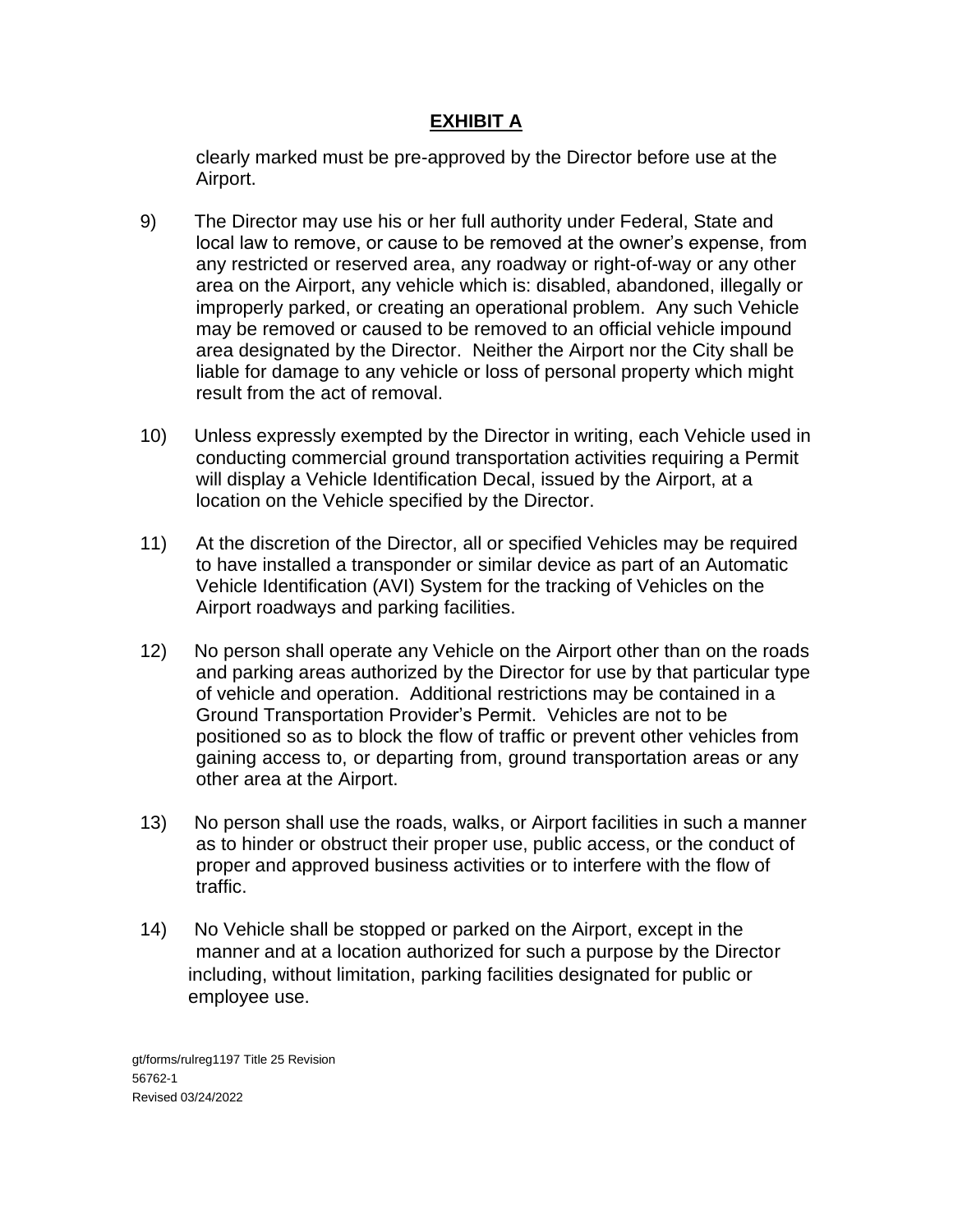## EXHIBIT A

clearly marked must be pre-approved by the Director before use at the Airport.

9) The Director may use his or her full authority under Federal, State and local law to remove, or cause to be removed at the owner's expense, from any restricted or reserved area, any roadway or right-of-way or any other area on the Airport, any vehicle which is: disabled, abandoned, illegally or improperly parked, or creating an operational problem. Any such Vehicle may be removed or caused to be removed to an official vehicle impound area designated by the Director. Neither the Airport nor the City shall be liable for damage to any vehicle or loss of personal property which might result from the act of removal.

10) Unless expressly exempted by the Director in writing, each Vehicle used in conducting commercial ground transportation activities requiring a Permit will display a Vehicle Identification Decal, issued by the Airport, at a location on the Vehicle specified by the Director.

11) At the discretion of the Director, all or specified Vehicles may be required to have installed a transponder or similar device as part of an Automatic Vehicle Identification (AVI) System for the tracking of Vehicles on the Airport roadways and parking facilities.

12) No person shall operate any Vehicle on the Airport other than on the roads and parking areas authorized by the Director for use by that particular type of vehicle and operation. Additional restrictions may be contained in a Ground Transportation Provider's Permit. Vehicles are not to be positioned so as to block the flow of traffic or prevent other vehicles from gaining access to, or departing from, ground transportation areas or any other area at the Airport.

13) No person shall use the roads, walks, or Airport facilities in such a manner as to hinder or obstruct their proper use, public access, or the conduct of proper and approved business activities or to interfere with the flow of traffic.

14) No Vehicle shall be stopped or parked on the Airport, except in the manner and at a location authorized for such a purpose by the Director including, without limitation, parking facilities designated for public or employee use.

gt/forms/rulreg1197 Title 25 Revision
56762-1
Revised 03/24/2022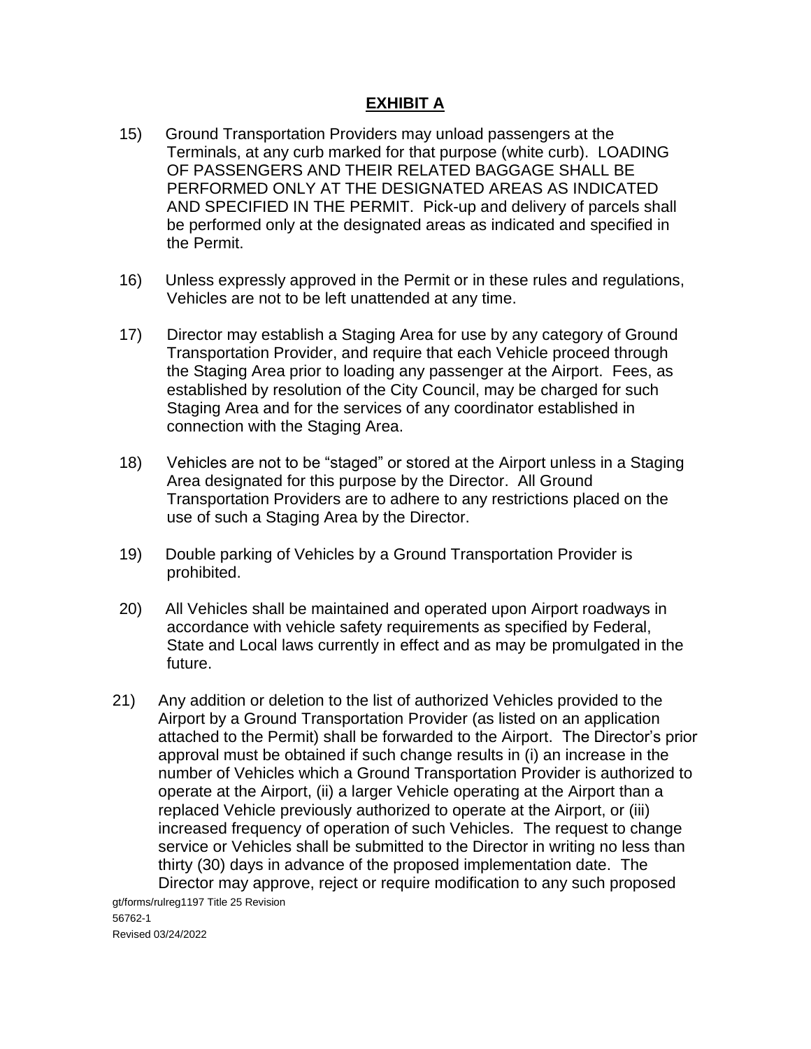## EXHIBIT A

15) Ground Transportation Providers may unload passengers at the Terminals, at any curb marked for that purpose (white curb). LOADING OF PASSENGERS AND THEIR RELATED BAGGAGE SHALL BE PERFORMED ONLY AT THE DESIGNATED AREAS AS INDICATED AND SPECIFIED IN THE PERMIT. Pick-up and delivery of parcels shall be performed only at the designated areas as indicated and specified in the Permit.

16) Unless expressly approved in the Permit or in these rules and regulations, Vehicles are not to be left unattended at any time.

17) Director may establish a Staging Area for use by any category of Ground Transportation Provider, and require that each Vehicle proceed through the Staging Area prior to loading any passenger at the Airport. Fees, as established by resolution of the City Council, may be charged for such Staging Area and for the services of any coordinator established in connection with the Staging Area.

18) Vehicles are not to be "staged" or stored at the Airport unless in a Staging Area designated for this purpose by the Director. All Ground Transportation Providers are to adhere to any restrictions placed on the use of such a Staging Area by the Director.

19) Double parking of Vehicles by a Ground Transportation Provider is prohibited.

20) All Vehicles shall be maintained and operated upon Airport roadways in accordance with vehicle safety requirements as specified by Federal, State and Local laws currently in effect and as may be promulgated in the future.

21) Any addition or deletion to the list of authorized Vehicles provided to the Airport by a Ground Transportation Provider (as listed on an application attached to the Permit) shall be forwarded to the Airport. The Director's prior approval must be obtained if such change results in (i) an increase in the number of Vehicles which a Ground Transportation Provider is authorized to operate at the Airport, (ii) a larger Vehicle operating at the Airport than a replaced Vehicle previously authorized to operate at the Airport, or (iii) increased frequency of operation of such Vehicles. The request to change service or Vehicles shall be submitted to the Director in writing no less than thirty (30) days in advance of the proposed implementation date. The Director may approve, reject or require modification to any such proposed

gt/forms/rulreg1197 Title 25 Revision
56762-1
Revised 03/24/2022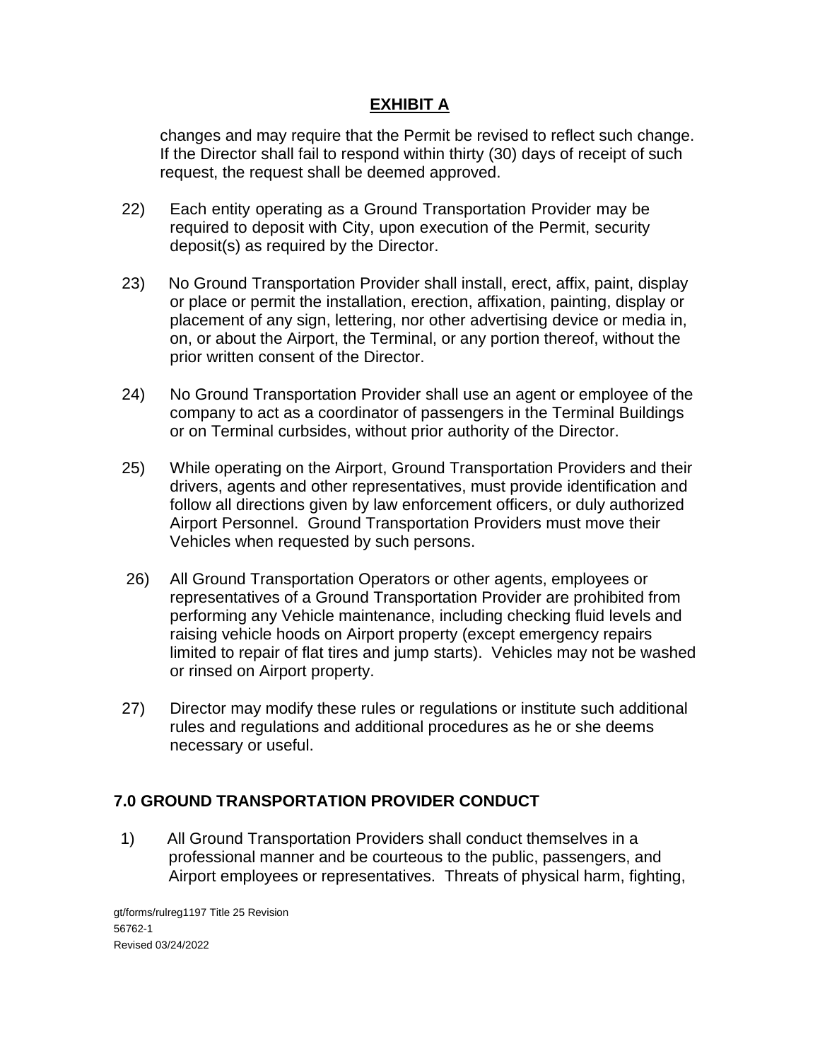## EXHIBIT A

changes and may require that the Permit be revised to reflect such change. If the Director shall fail to respond within thirty (30) days of receipt of such request, the request shall be deemed approved.

22) Each entity operating as a Ground Transportation Provider may be required to deposit with City, upon execution of the Permit, security deposit(s) as required by the Director.

23) No Ground Transportation Provider shall install, erect, affix, paint, display or place or permit the installation, erection, affixation, painting, display or placement of any sign, lettering, nor other advertising device or media in, on, or about the Airport, the Terminal, or any portion thereof, without the prior written consent of the Director.

24) No Ground Transportation Provider shall use an agent or employee of the company to act as a coordinator of passengers in the Terminal Buildings or on Terminal curbsides, without prior authority of the Director.

25) While operating on the Airport, Ground Transportation Providers and their drivers, agents and other representatives, must provide identification and follow all directions given by law enforcement officers, or duly authorized Airport Personnel. Ground Transportation Providers must move their Vehicles when requested by such persons.

26) All Ground Transportation Operators or other agents, employees or representatives of a Ground Transportation Provider are prohibited from performing any Vehicle maintenance, including checking fluid levels and raising vehicle hoods on Airport property (except emergency repairs limited to repair of flat tires and jump starts). Vehicles may not be washed or rinsed on Airport property.

27) Director may modify these rules or regulations or institute such additional rules and regulations and additional procedures as he or she deems necessary or useful.

### 7.0 GROUND TRANSPORTATION PROVIDER CONDUCT

1) All Ground Transportation Providers shall conduct themselves in a professional manner and be courteous to the public, passengers, and Airport employees or representatives. Threats of physical harm, fighting,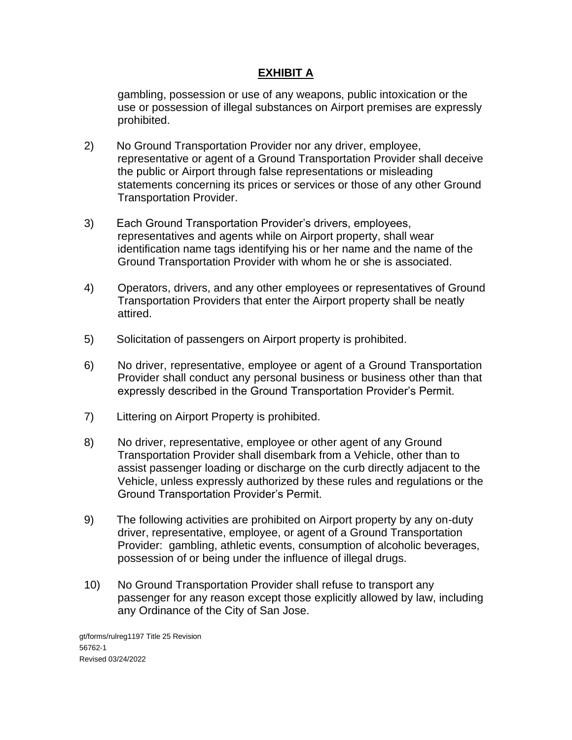## EXHIBIT A

gambling, possession or use of any weapons, public intoxication or the use or possession of illegal substances on Airport premises are expressly prohibited.

2) No Ground Transportation Provider nor any driver, employee, representative or agent of a Ground Transportation Provider shall deceive the public or Airport through false representations or misleading statements concerning its prices or services or those of any other Ground Transportation Provider.

3) Each Ground Transportation Provider's drivers, employees, representatives and agents while on Airport property, shall wear identification name tags identifying his or her name and the name of the Ground Transportation Provider with whom he or she is associated.

4) Operators, drivers, and any other employees or representatives of Ground Transportation Providers that enter the Airport property shall be neatly attired.

5) Solicitation of passengers on Airport property is prohibited.

6) No driver, representative, employee or agent of a Ground Transportation Provider shall conduct any personal business or business other than that expressly described in the Ground Transportation Provider's Permit.

7) Littering on Airport Property is prohibited.

8) No driver, representative, employee or other agent of any Ground Transportation Provider shall disembark from a Vehicle, other than to assist passenger loading or discharge on the curb directly adjacent to the Vehicle, unless expressly authorized by these rules and regulations or the Ground Transportation Provider's Permit.

9) The following activities are prohibited on Airport property by any on-duty driver, representative, employee, or agent of a Ground Transportation Provider: gambling, athletic events, consumption of alcoholic beverages, possession of or being under the influence of illegal drugs.

10) No Ground Transportation Provider shall refuse to transport any passenger for any reason except those explicitly allowed by law, including any Ordinance of the City of San Jose.

gt/forms/rulreg1197 Title 25 Revision
56762-1
Revised 03/24/2022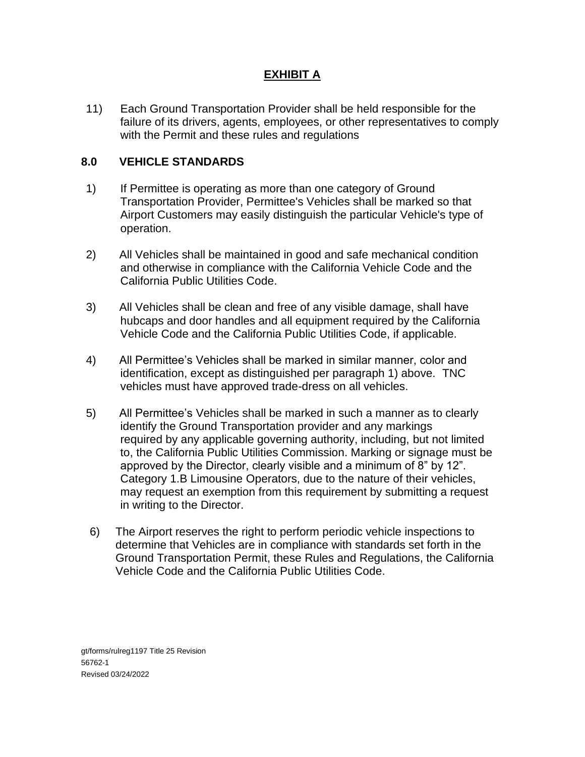# EXHIBIT A

11) Each Ground Transportation Provider shall be held responsible for the failure of its drivers, agents, employees, or other representatives to comply with the Permit and these rules and regulations

## 8.0 VEHICLE STANDARDS

1) If Permittee is operating as more than one category of Ground Transportation Provider, Permittee's Vehicles shall be marked so that Airport Customers may easily distinguish the particular Vehicle's type of operation.

2) All Vehicles shall be maintained in good and safe mechanical condition and otherwise in compliance with the California Vehicle Code and the California Public Utilities Code.

3) All Vehicles shall be clean and free of any visible damage, shall have hubcaps and door handles and all equipment required by the California Vehicle Code and the California Public Utilities Code, if applicable.

4) All Permittee's Vehicles shall be marked in similar manner, color and identification, except as distinguished per paragraph 1) above. TNC vehicles must have approved trade-dress on all vehicles.

5) All Permittee's Vehicles shall be marked in such a manner as to clearly identify the Ground Transportation provider and any markings required by any applicable governing authority, including, but not limited to, the California Public Utilities Commission. Marking or signage must be approved by the Director, clearly visible and a minimum of 8" by 12". Category 1.B Limousine Operators, due to the nature of their vehicles, may request an exemption from this requirement by submitting a request in writing to the Director.

6) The Airport reserves the right to perform periodic vehicle inspections to determine that Vehicles are in compliance with standards set forth in the Ground Transportation Permit, these Rules and Regulations, the California Vehicle Code and the California Public Utilities Code.

gt/forms/rulreg1197 Title 25 Revision
56762-1
Revised 03/24/2022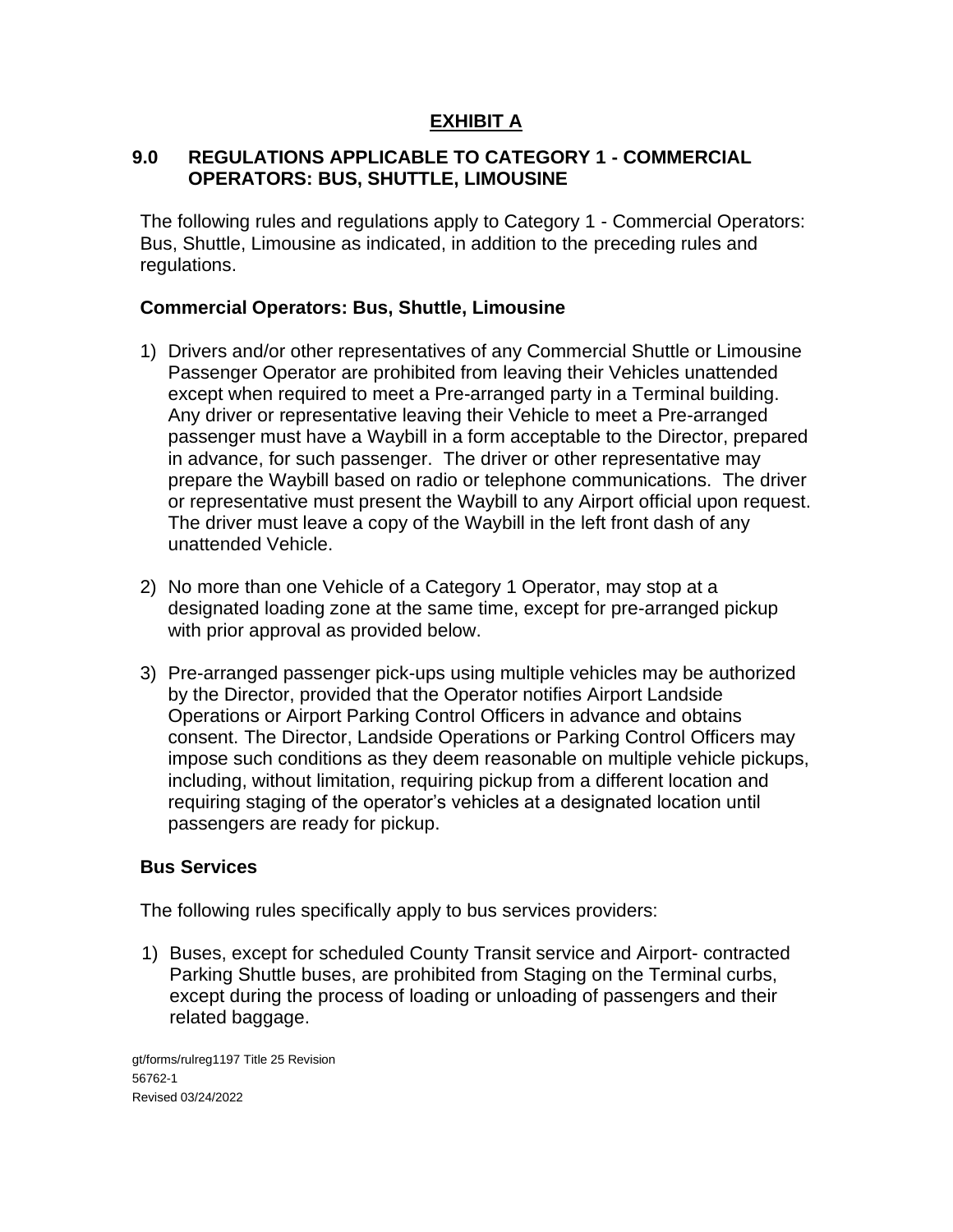# EXHIBIT A

## 9.0 REGULATIONS APPLICABLE TO CATEGORY 1 - COMMERCIAL OPERATORS: BUS, SHUTTLE, LIMOUSINE

The following rules and regulations apply to Category 1 - Commercial Operators: Bus, Shuttle, Limousine as indicated, in addition to the preceding rules and regulations.

### Commercial Operators: Bus, Shuttle, Limousine

1) Drivers and/or other representatives of any Commercial Shuttle or Limousine Passenger Operator are prohibited from leaving their Vehicles unattended except when required to meet a Pre-arranged party in a Terminal building. Any driver or representative leaving their Vehicle to meet a Pre-arranged passenger must have a Waybill in a form acceptable to the Director, prepared in advance, for such passenger. The driver or other representative may prepare the Waybill based on radio or telephone communications. The driver or representative must present the Waybill to any Airport official upon request. The driver must leave a copy of the Waybill in the left front dash of any unattended Vehicle.

2) No more than one Vehicle of a Category 1 Operator, may stop at a designated loading zone at the same time, except for pre-arranged pickup with prior approval as provided below.

3) Pre-arranged passenger pick-ups using multiple vehicles may be authorized by the Director, provided that the Operator notifies Airport Landside Operations or Airport Parking Control Officers in advance and obtains consent. The Director, Landside Operations or Parking Control Officers may impose such conditions as they deem reasonable on multiple vehicle pickups, including, without limitation, requiring pickup from a different location and requiring staging of the operator's vehicles at a designated location until passengers are ready for pickup.

### Bus Services

The following rules specifically apply to bus services providers:

1) Buses, except for scheduled County Transit service and Airport- contracted Parking Shuttle buses, are prohibited from Staging on the Terminal curbs, except during the process of loading or unloading of passengers and their related baggage.

gt/forms/rulreg1197 Title 25 Revision
56762-1
Revised 03/24/2022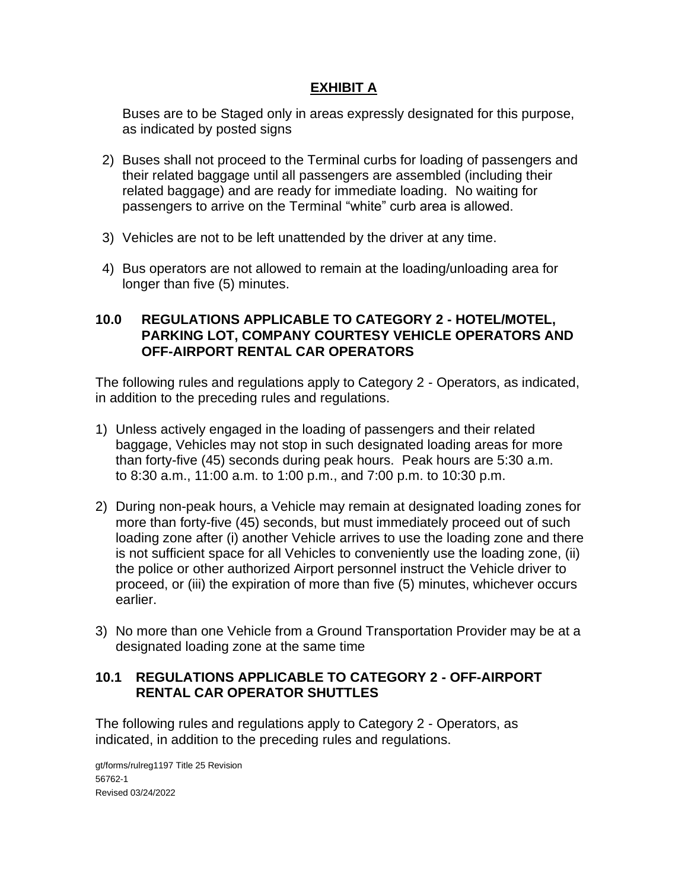**EXHIBIT A**

Buses are to be Staged only in areas expressly designated for this purpose, as indicated by posted signs

2) Buses shall not proceed to the Terminal curbs for loading of passengers and their related baggage until all passengers are assembled (including their related baggage) and are ready for immediate loading. No waiting for passengers to arrive on the Terminal "white" curb area is allowed.

3) Vehicles are not to be left unattended by the driver at any time.

4) Bus operators are not allowed to remain at the loading/unloading area for longer than five (5) minutes.

## 10.0 REGULATIONS APPLICABLE TO CATEGORY 2 - HOTEL/MOTEL, PARKING LOT, COMPANY COURTESY VEHICLE OPERATORS AND OFF-AIRPORT RENTAL CAR OPERATORS

The following rules and regulations apply to Category 2 - Operators, as indicated, in addition to the preceding rules and regulations.

1) Unless actively engaged in the loading of passengers and their related baggage, Vehicles may not stop in such designated loading areas for more than forty-five (45) seconds during peak hours. Peak hours are 5:30 a.m. to 8:30 a.m., 11:00 a.m. to 1:00 p.m., and 7:00 p.m. to 10:30 p.m.

2) During non-peak hours, a Vehicle may remain at designated loading zones for more than forty-five (45) seconds, but must immediately proceed out of such loading zone after (i) another Vehicle arrives to use the loading zone and there is not sufficient space for all Vehicles to conveniently use the loading zone, (ii) the police or other authorized Airport personnel instruct the Vehicle driver to proceed, or (iii) the expiration of more than five (5) minutes, whichever occurs earlier.

3) No more than one Vehicle from a Ground Transportation Provider may be at a designated loading zone at the same time

## 10.1 REGULATIONS APPLICABLE TO CATEGORY 2 - OFF-AIRPORT RENTAL CAR OPERATOR SHUTTLES

The following rules and regulations apply to Category 2 - Operators, as indicated, in addition to the preceding rules and regulations.

gt/forms/rulreg1197 Title 25 Revision
56762-1
Revised 03/24/2022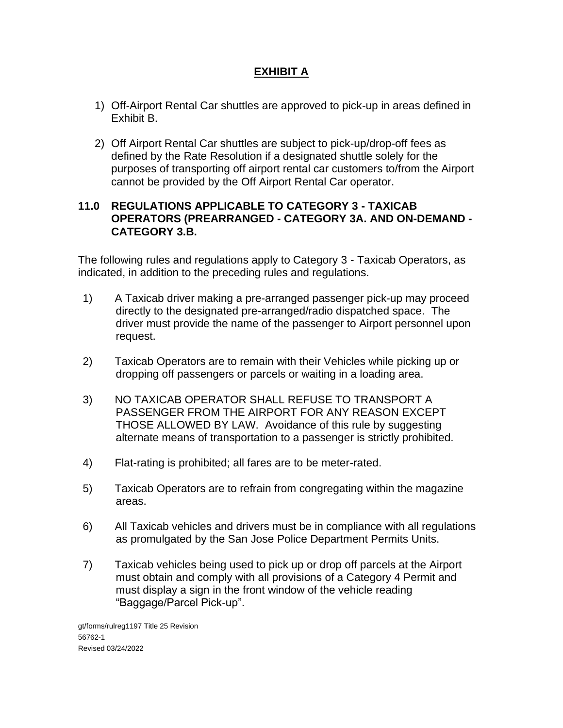## EXHIBIT A

1) Off-Airport Rental Car shuttles are approved to pick-up in areas defined in Exhibit B.

2) Off Airport Rental Car shuttles are subject to pick-up/drop-off fees as defined by the Rate Resolution if a designated shuttle solely for the purposes of transporting off airport rental car customers to/from the Airport cannot be provided by the Off Airport Rental Car operator.

## 11.0 REGULATIONS APPLICABLE TO CATEGORY 3 - TAXICAB OPERATORS (PREARRANGED - CATEGORY 3A. AND ON-DEMAND - CATEGORY 3.B.

The following rules and regulations apply to Category 3 - Taxicab Operators, as indicated, in addition to the preceding rules and regulations.

1) A Taxicab driver making a pre-arranged passenger pick-up may proceed directly to the designated pre-arranged/radio dispatched space. The driver must provide the name of the passenger to Airport personnel upon request.

2) Taxicab Operators are to remain with their Vehicles while picking up or dropping off passengers or parcels or waiting in a loading area.

3) NO TAXICAB OPERATOR SHALL REFUSE TO TRANSPORT A PASSENGER FROM THE AIRPORT FOR ANY REASON EXCEPT THOSE ALLOWED BY LAW. Avoidance of this rule by suggesting alternate means of transportation to a passenger is strictly prohibited.

4) Flat-rating is prohibited; all fares are to be meter-rated.

5) Taxicab Operators are to refrain from congregating within the magazine areas.

6) All Taxicab vehicles and drivers must be in compliance with all regulations as promulgated by the San Jose Police Department Permits Units.

7) Taxicab vehicles being used to pick up or drop off parcels at the Airport must obtain and comply with all provisions of a Category 4 Permit and must display a sign in the front window of the vehicle reading "Baggage/Parcel Pick-up".

gt/forms/rulreg1197 Title 25 Revision
56762-1
Revised 03/24/2022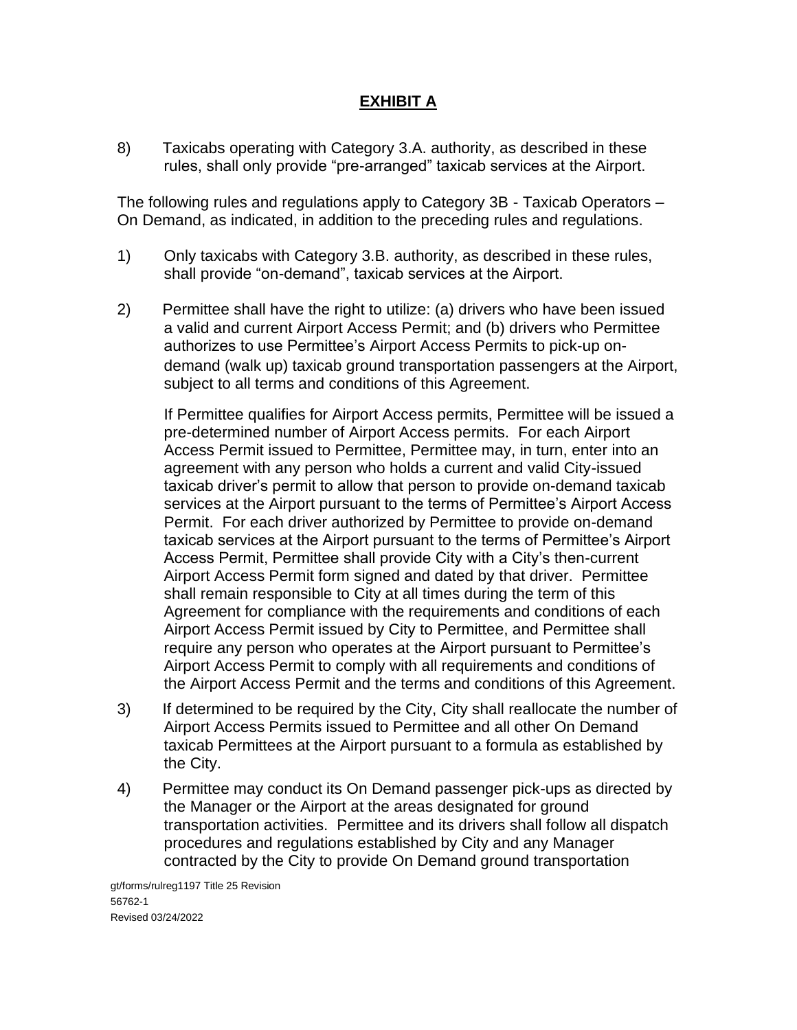## EXHIBIT A

8) Taxicabs operating with Category 3.A. authority, as described in these rules, shall only provide "pre-arranged" taxicab services at the Airport.

The following rules and regulations apply to Category 3B - Taxicab Operators – On Demand, as indicated, in addition to the preceding rules and regulations.

1) Only taxicabs with Category 3.B. authority, as described in these rules, shall provide "on-demand", taxicab services at the Airport.

2) Permittee shall have the right to utilize: (a) drivers who have been issued a valid and current Airport Access Permit; and (b) drivers who Permittee authorizes to use Permittee's Airport Access Permits to pick-up on-demand (walk up) taxicab ground transportation passengers at the Airport, subject to all terms and conditions of this Agreement.

   If Permittee qualifies for Airport Access permits, Permittee will be issued a pre-determined number of Airport Access permits. For each Airport Access Permit issued to Permittee, Permittee may, in turn, enter into an agreement with any person who holds a current and valid City-issued taxicab driver's permit to allow that person to provide on-demand taxicab services at the Airport pursuant to the terms of Permittee's Airport Access Permit. For each driver authorized by Permittee to provide on-demand taxicab services at the Airport pursuant to the terms of Permittee's Airport Access Permit, Permittee shall provide City with a City's then-current Airport Access Permit form signed and dated by that driver. Permittee shall remain responsible to City at all times during the term of this Agreement for compliance with the requirements and conditions of each Airport Access Permit issued by City to Permittee, and Permittee shall require any person who operates at the Airport pursuant to Permittee's Airport Access Permit to comply with all requirements and conditions of the Airport Access Permit and the terms and conditions of this Agreement.

3) If determined to be required by the City, City shall reallocate the number of Airport Access Permits issued to Permittee and all other On Demand taxicab Permittees at the Airport pursuant to a formula as established by the City.

4) Permittee may conduct its On Demand passenger pick-ups as directed by the Manager or the Airport at the areas designated for ground transportation activities. Permittee and its drivers shall follow all dispatch procedures and regulations established by City and any Manager contracted by the City to provide On Demand ground transportation

gt/forms/rulreg1197 Title 25 Revision
56762-1
Revised 03/24/2022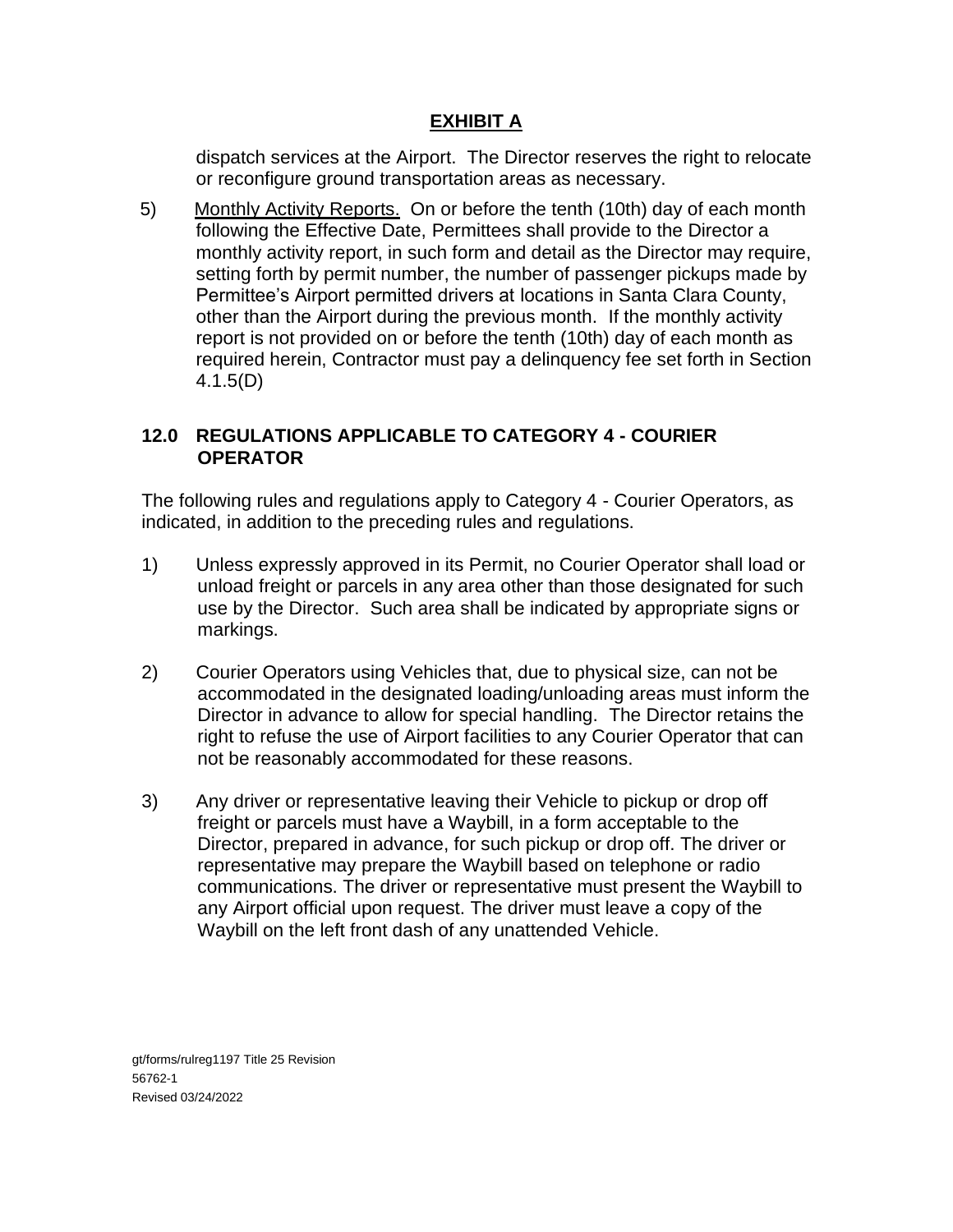## EXHIBIT A

dispatch services at the Airport. The Director reserves the right to relocate or reconfigure ground transportation areas as necessary.

5) Monthly Activity Reports. On or before the tenth (10th) day of each month following the Effective Date, Permittees shall provide to the Director a monthly activity report, in such form and detail as the Director may require, setting forth by permit number, the number of passenger pickups made by Permittee's Airport permitted drivers at locations in Santa Clara County, other than the Airport during the previous month. If the monthly activity report is not provided on or before the tenth (10th) day of each month as required herein, Contractor must pay a delinquency fee set forth in Section 4.1.5(D)

### 12.0 REGULATIONS APPLICABLE TO CATEGORY 4 - COURIER OPERATOR

The following rules and regulations apply to Category 4 - Courier Operators, as indicated, in addition to the preceding rules and regulations.

1) Unless expressly approved in its Permit, no Courier Operator shall load or unload freight or parcels in any area other than those designated for such use by the Director. Such area shall be indicated by appropriate signs or markings.

2) Courier Operators using Vehicles that, due to physical size, can not be accommodated in the designated loading/unloading areas must inform the Director in advance to allow for special handling. The Director retains the right to refuse the use of Airport facilities to any Courier Operator that can not be reasonably accommodated for these reasons.

3) Any driver or representative leaving their Vehicle to pickup or drop off freight or parcels must have a Waybill, in a form acceptable to the Director, prepared in advance, for such pickup or drop off. The driver or representative may prepare the Waybill based on telephone or radio communications. The driver or representative must present the Waybill to any Airport official upon request. The driver must leave a copy of the Waybill on the left front dash of any unattended Vehicle.

gt/forms/rulreg1197 Title 25 Revision
56762-1
Revised 03/24/2022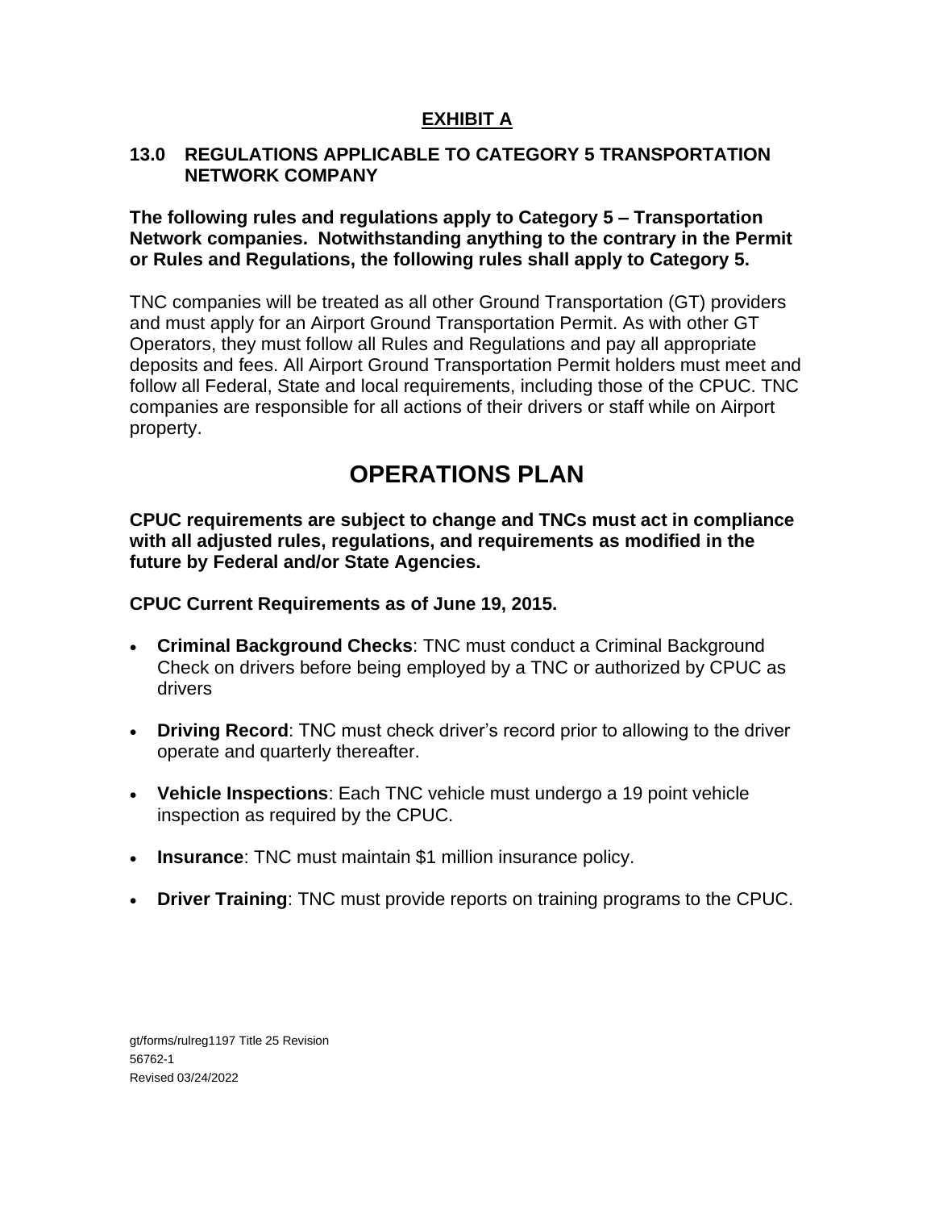## EXHIBIT A

### 13.0 REGULATIONS APPLICABLE TO CATEGORY 5 TRANSPORTATION NETWORK COMPANY

**The following rules and regulations apply to Category 5 – Transportation Network companies. Notwithstanding anything to the contrary in the Permit or Rules and Regulations, the following rules shall apply to Category 5.**

TNC companies will be treated as all other Ground Transportation (GT) providers and must apply for an Airport Ground Transportation Permit. As with other GT Operators, they must follow all Rules and Regulations and pay all appropriate deposits and fees. All Airport Ground Transportation Permit holders must meet and follow all Federal, State and local requirements, including those of the CPUC. TNC companies are responsible for all actions of their drivers or staff while on Airport property.

# OPERATIONS PLAN

**CPUC requirements are subject to change and TNCs must act in compliance with all adjusted rules, regulations, and requirements as modified in the future by Federal and/or State Agencies.**

**CPUC Current Requirements as of June 19, 2015.**

- **Criminal Background Checks**: TNC must conduct a Criminal Background Check on drivers before being employed by a TNC or authorized by CPUC as drivers
- **Driving Record**: TNC must check driver's record prior to allowing to the driver operate and quarterly thereafter.
- **Vehicle Inspections**: Each TNC vehicle must undergo a 19 point vehicle inspection as required by the CPUC.
- **Insurance**: TNC must maintain $1 million insurance policy.
- **Driver Training**: TNC must provide reports on training programs to the CPUC.

gt/forms/rulreg1197 Title 25 Revision
56762-1
Revised 03/24/2022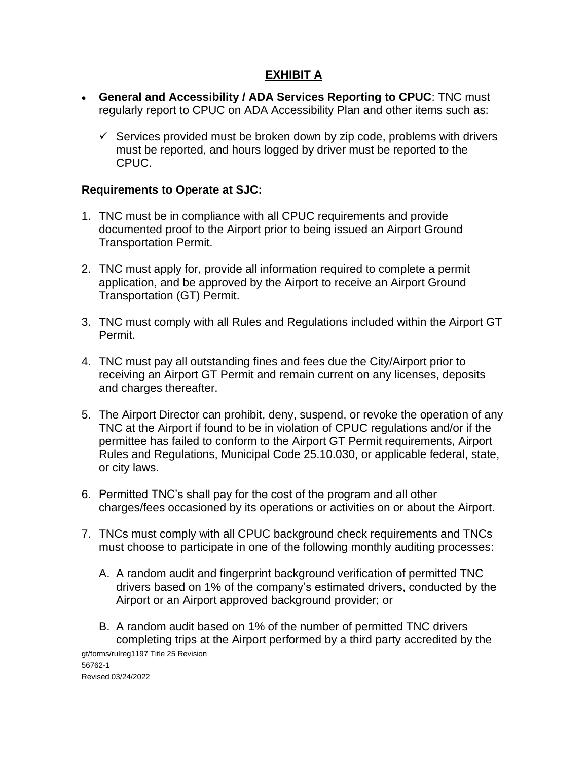## EXHIBIT A

- **General and Accessibility / ADA Services Reporting to CPUC**: TNC must regularly report to CPUC on ADA Accessibility Plan and other items such as:

  - ✓ Services provided must be broken down by zip code, problems with drivers must be reported, and hours logged by driver must be reported to the CPUC.

**Requirements to Operate at SJC:**

1. TNC must be in compliance with all CPUC requirements and provide documented proof to the Airport prior to being issued an Airport Ground Transportation Permit.

2. TNC must apply for, provide all information required to complete a permit application, and be approved by the Airport to receive an Airport Ground Transportation (GT) Permit.

3. TNC must comply with all Rules and Regulations included within the Airport GT Permit.

4. TNC must pay all outstanding fines and fees due the City/Airport prior to receiving an Airport GT Permit and remain current on any licenses, deposits and charges thereafter.

5. The Airport Director can prohibit, deny, suspend, or revoke the operation of any TNC at the Airport if found to be in violation of CPUC regulations and/or if the permittee has failed to conform to the Airport GT Permit requirements, Airport Rules and Regulations, Municipal Code 25.10.030, or applicable federal, state, or city laws.

6. Permitted TNC's shall pay for the cost of the program and all other charges/fees occasioned by its operations or activities on or about the Airport.

7. TNCs must comply with all CPUC background check requirements and TNCs must choose to participate in one of the following monthly auditing processes:

   A. A random audit and fingerprint background verification of permitted TNC drivers based on 1% of the company's estimated drivers, conducted by the Airport or an Airport approved background provider; or

   B. A random audit based on 1% of the number of permitted TNC drivers completing trips at the Airport performed by a third party accredited by the

gt/forms/rulreg1197 Title 25 Revision
56762-1
Revised 03/24/2022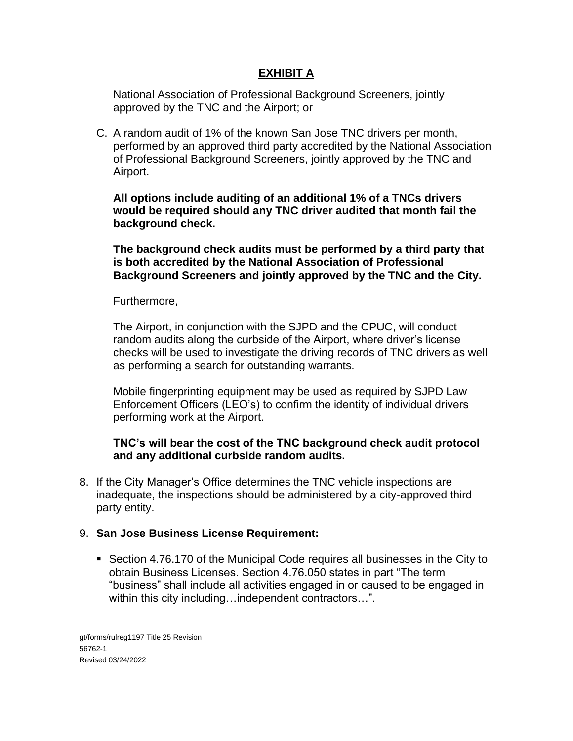## EXHIBIT A

National Association of Professional Background Screeners, jointly approved by the TNC and the Airport; or

C. A random audit of 1% of the known San Jose TNC drivers per month, performed by an approved third party accredited by the National Association of Professional Background Screeners, jointly approved by the TNC and Airport.

**All options include auditing of an additional 1% of a TNCs drivers would be required should any TNC driver audited that month fail the background check.**

**The background check audits must be performed by a third party that is both accredited by the National Association of Professional Background Screeners and jointly approved by the TNC and the City.**

Furthermore,

The Airport, in conjunction with the SJPD and the CPUC, will conduct random audits along the curbside of the Airport, where driver's license checks will be used to investigate the driving records of TNC drivers as well as performing a search for outstanding warrants.

Mobile fingerprinting equipment may be used as required by SJPD Law Enforcement Officers (LEO's) to confirm the identity of individual drivers performing work at the Airport.

**TNC's will bear the cost of the TNC background check audit protocol and any additional curbside random audits.**

8. If the City Manager's Office determines the TNC vehicle inspections are inadequate, the inspections should be administered by a city-approved third party entity.

9. **San Jose Business License Requirement:**

   - Section 4.76.170 of the Municipal Code requires all businesses in the City to obtain Business Licenses. Section 4.76.050 states in part "The term "business" shall include all activities engaged in or caused to be engaged in within this city including…independent contractors…".

gt/forms/rulreg1197 Title 25 Revision
56762-1
Revised 03/24/2022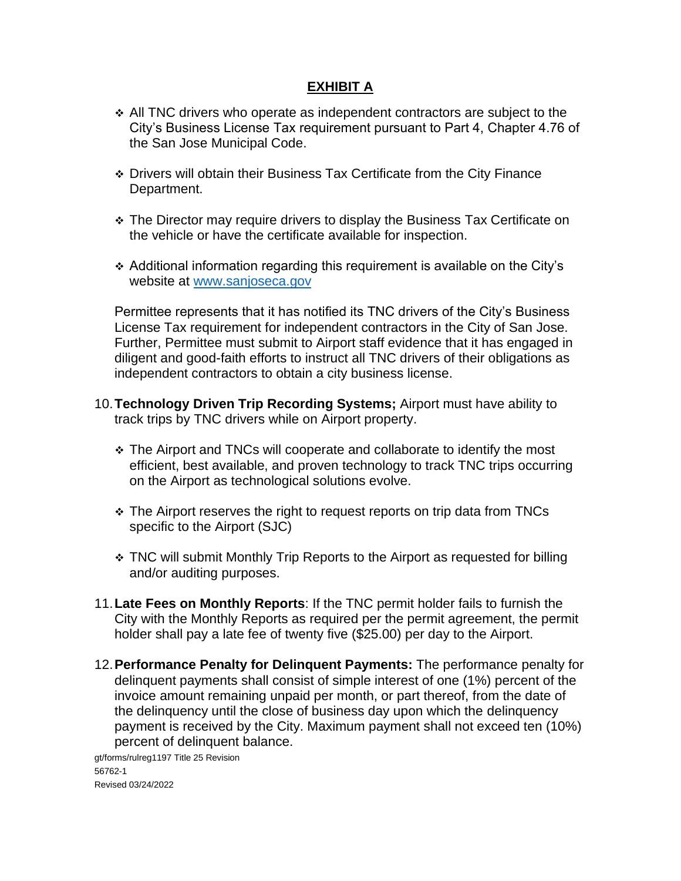## EXHIBIT A

- ❖ All TNC drivers who operate as independent contractors are subject to the City's Business License Tax requirement pursuant to Part 4, Chapter 4.76 of the San Jose Municipal Code.
- ❖ Drivers will obtain their Business Tax Certificate from the City Finance Department.
- ❖ The Director may require drivers to display the Business Tax Certificate on the vehicle or have the certificate available for inspection.
- ❖ Additional information regarding this requirement is available on the City's website at [www.sanjoseca.gov](http://www.sanjoseca.gov)

Permittee represents that it has notified its TNC drivers of the City's Business License Tax requirement for independent contractors in the City of San Jose. Further, Permittee must submit to Airport staff evidence that it has engaged in diligent and good-faith efforts to instruct all TNC drivers of their obligations as independent contractors to obtain a city business license.

10. **Technology Driven Trip Recording Systems;** Airport must have ability to track trips by TNC drivers while on Airport property.
    - ❖ The Airport and TNCs will cooperate and collaborate to identify the most efficient, best available, and proven technology to track TNC trips occurring on the Airport as technological solutions evolve.
    - ❖ The Airport reserves the right to request reports on trip data from TNCs specific to the Airport (SJC)
    - ❖ TNC will submit Monthly Trip Reports to the Airport as requested for billing and/or auditing purposes.
11. **Late Fees on Monthly Reports**: If the TNC permit holder fails to furnish the City with the Monthly Reports as required per the permit agreement, the permit holder shall pay a late fee of twenty five ($25.00) per day to the Airport.
12. **Performance Penalty for Delinquent Payments:** The performance penalty for delinquent payments shall consist of simple interest of one (1%) percent of the invoice amount remaining unpaid per month, or part thereof, from the date of the delinquency until the close of business day upon which the delinquency payment is received by the City. Maximum payment shall not exceed ten (10%) percent of delinquent balance.

gt/forms/rulreg1197 Title 25 Revision
56762-1
Revised 03/24/2022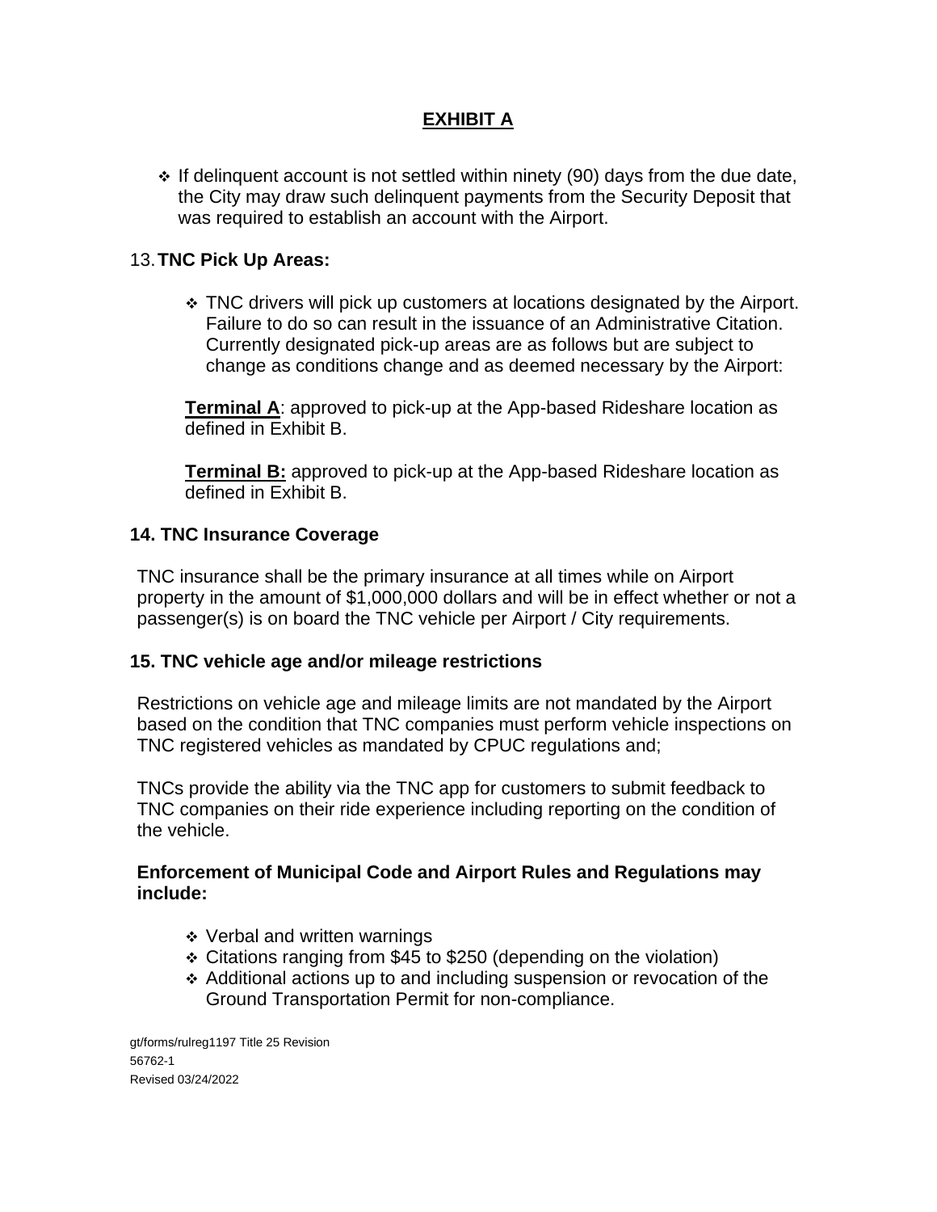## EXHIBIT A

- If delinquent account is not settled within ninety (90) days from the due date, the City may draw such delinquent payments from the Security Deposit that was required to establish an account with the Airport.

13. **TNC Pick Up Areas:**

   - TNC drivers will pick up customers at locations designated by the Airport. Failure to do so can result in the issuance of an Administrative Citation. Currently designated pick-up areas are as follows but are subject to change as conditions change and as deemed necessary by the Airport:

   **Terminal A**: approved to pick-up at the App-based Rideshare location as defined in Exhibit B.

   **Terminal B:** approved to pick-up at the App-based Rideshare location as defined in Exhibit B.

**14. TNC Insurance Coverage**

TNC insurance shall be the primary insurance at all times while on Airport property in the amount of $1,000,000 dollars and will be in effect whether or not a passenger(s) is on board the TNC vehicle per Airport / City requirements.

**15. TNC vehicle age and/or mileage restrictions**

Restrictions on vehicle age and mileage limits are not mandated by the Airport based on the condition that TNC companies must perform vehicle inspections on TNC registered vehicles as mandated by CPUC regulations and;

TNCs provide the ability via the TNC app for customers to submit feedback to TNC companies on their ride experience including reporting on the condition of the vehicle.

**Enforcement of Municipal Code and Airport Rules and Regulations may include:**

- Verbal and written warnings
- Citations ranging from $45 to $250 (depending on the violation)
- Additional actions up to and including suspension or revocation of the Ground Transportation Permit for non-compliance.

gt/forms/rulreg1197 Title 25 Revision
56762-1
Revised 03/24/2022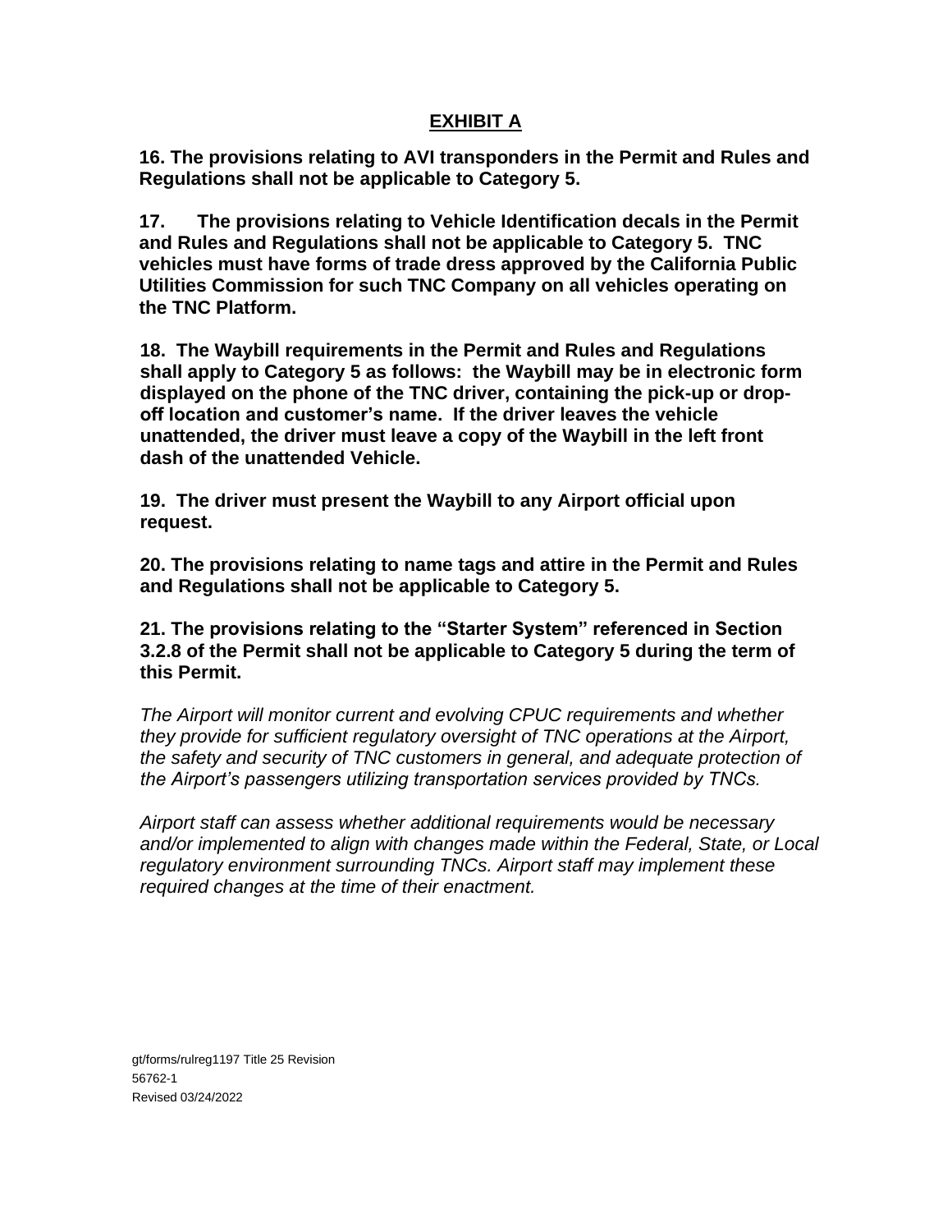## EXHIBIT A

**16. The provisions relating to AVI transponders in the Permit and Rules and Regulations shall not be applicable to Category 5.**

**17. The provisions relating to Vehicle Identification decals in the Permit and Rules and Regulations shall not be applicable to Category 5. TNC vehicles must have forms of trade dress approved by the California Public Utilities Commission for such TNC Company on all vehicles operating on the TNC Platform.**

**18. The Waybill requirements in the Permit and Rules and Regulations shall apply to Category 5 as follows: the Waybill may be in electronic form displayed on the phone of the TNC driver, containing the pick-up or drop-off location and customer's name. If the driver leaves the vehicle unattended, the driver must leave a copy of the Waybill in the left front dash of the unattended Vehicle.**

**19. The driver must present the Waybill to any Airport official upon request.**

**20. The provisions relating to name tags and attire in the Permit and Rules and Regulations shall not be applicable to Category 5.**

**21. The provisions relating to the "Starter System" referenced in Section 3.2.8 of the Permit shall not be applicable to Category 5 during the term of this Permit.**

*The Airport will monitor current and evolving CPUC requirements and whether they provide for sufficient regulatory oversight of TNC operations at the Airport, the safety and security of TNC customers in general, and adequate protection of the Airport's passengers utilizing transportation services provided by TNCs.*

*Airport staff can assess whether additional requirements would be necessary and/or implemented to align with changes made within the Federal, State, or Local regulatory environment surrounding TNCs. Airport staff may implement these required changes at the time of their enactment.*

gt/forms/rulreg1197 Title 25 Revision
56762-1
Revised 03/24/2022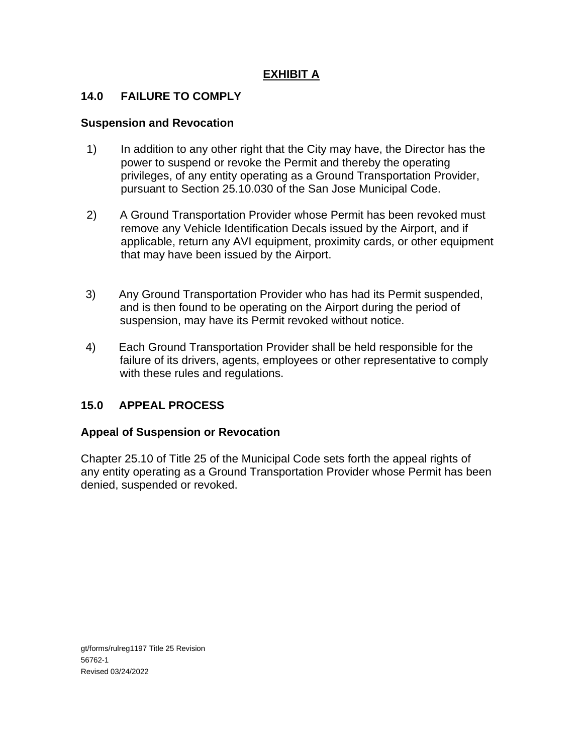## EXHIBIT A

### 14.0 FAILURE TO COMPLY

**Suspension and Revocation**

1) In addition to any other right that the City may have, the Director has the power to suspend or revoke the Permit and thereby the operating privileges, of any entity operating as a Ground Transportation Provider, pursuant to Section 25.10.030 of the San Jose Municipal Code.

2) A Ground Transportation Provider whose Permit has been revoked must remove any Vehicle Identification Decals issued by the Airport, and if applicable, return any AVI equipment, proximity cards, or other equipment that may have been issued by the Airport.

3) Any Ground Transportation Provider who has had its Permit suspended, and is then found to be operating on the Airport during the period of suspension, may have its Permit revoked without notice.

4) Each Ground Transportation Provider shall be held responsible for the failure of its drivers, agents, employees or other representative to comply with these rules and regulations.

### 15.0 APPEAL PROCESS

**Appeal of Suspension or Revocation**

Chapter 25.10 of Title 25 of the Municipal Code sets forth the appeal rights of any entity operating as a Ground Transportation Provider whose Permit has been denied, suspended or revoked.

gt/forms/rulreg1197 Title 25 Revision
56762-1
Revised 03/24/2022